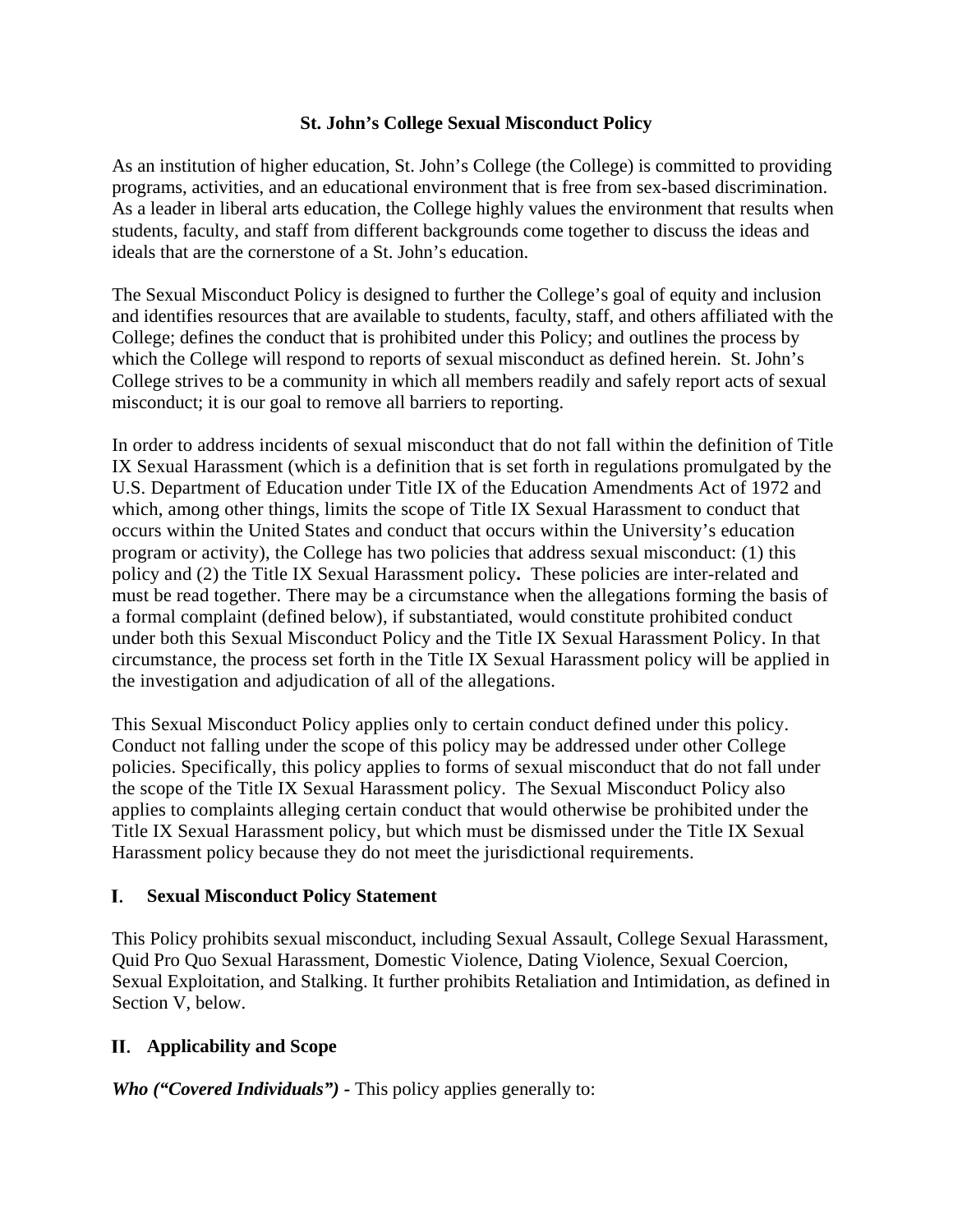# St. John's College Sexual Misconduct Policy

As an institution of higher education, St. John's College (the College) is committed to providing programs, activities, and an educational environment that is free from sex-based discrimination. As a leader in liberal arts education, the College highly values the environment that results when students, faculty, and staff from different backgrounds come together to discuss the ideas and ideals that are the cornerstone of a St. John's education.

The Sexual Misconduct Policy is designed to further the College's goal of equity and inclusion and identifies resources that are available to students, faculty, staff, and others affiliated with the College; defines the conduct that is prohibited under this Policy; and outlines the process by which the College will respond to reports of sexual misconduct as defined herein. St. John's College strives to be a community in which all members readily and safely report acts of sexual misconduct; it is our goal to remove all barriers to reporting.

In order to address incidents of sexual misconduct that do not fall within the definition of Title IX Sexual Harassment (which is a definition that is set forth in regulations promulgated by the U.S. Department of Education under Title IX of the Education Amendments Act of 1972 and which, among other things, limits the scope of Title IX Sexual Harassment to conduct that occurs within the United States and conduct that occurs within the University's education program or activity), the College has two policies that address sexual misconduct: (1) this policy and (2) the Title IX Sexual Harassment policy**.** These policies are inter-related and must be read together. There may be a circumstance when the allegations forming the basis of a formal complaint (defined below), if substantiated, would constitute prohibited conduct under both this Sexual Misconduct Policy and the Title IX Sexual Harassment Policy. In that circumstance, the process set forth in the Title IX Sexual Harassment policy will be applied in the investigation and adjudication of all of the allegations.

This Sexual Misconduct Policy applies only to certain conduct defined under this policy. Conduct not falling under the scope of this policy may be addressed under other College policies. Specifically, this policy applies to forms of sexual misconduct that do not fall under the scope of the Title IX Sexual Harassment policy. The Sexual Misconduct Policy also applies to complaints alleging certain conduct that would otherwise be prohibited under the Title IX Sexual Harassment policy, but which must be dismissed under the Title IX Sexual Harassment policy because they do not meet the jurisdictional requirements.

## I. Sexual Misconduct Policy Statement

This Policy prohibits sexual misconduct, including Sexual Assault, College Sexual Harassment, Quid Pro Quo Sexual Harassment, Domestic Violence, Dating Violence, Sexual Coercion, Sexual Exploitation, and Stalking. It further prohibits Retaliation and Intimidation, as defined in Section V, below.

## II. Applicability and Scope

***Who ("Covered Individuals") -*** This policy applies generally to: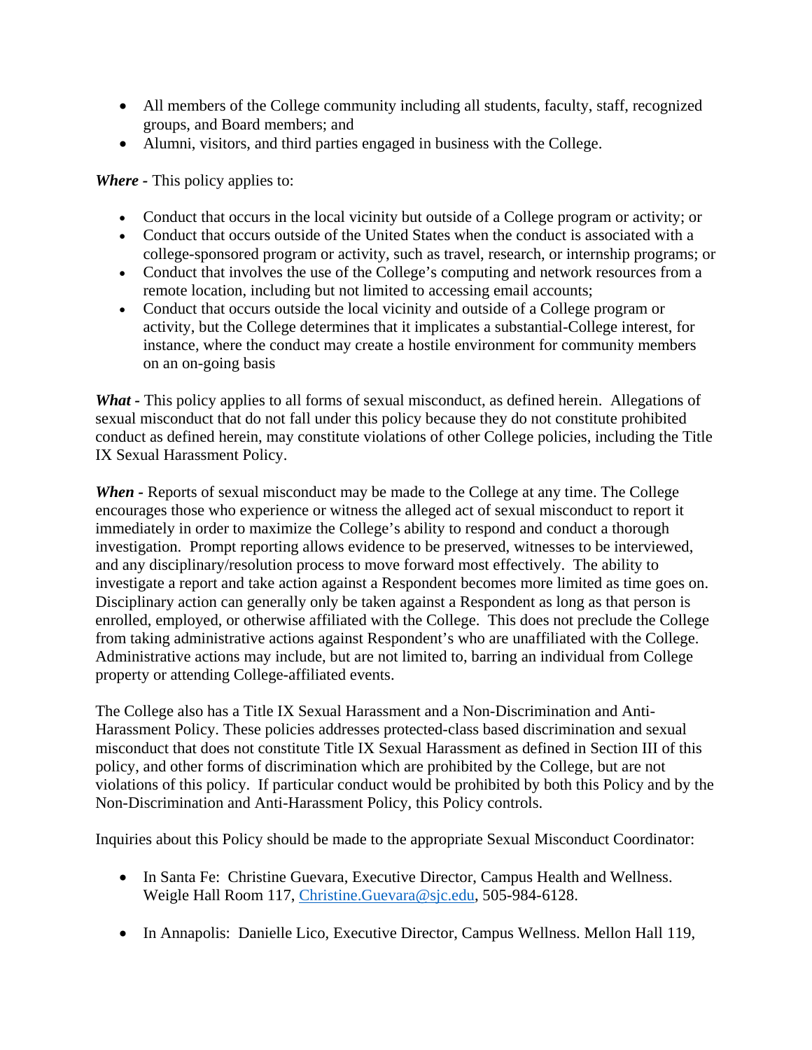- All members of the College community including all students, faculty, staff, recognized groups, and Board members; and
- Alumni, visitors, and third parties engaged in business with the College.

***Where* -** This policy applies to:

- Conduct that occurs in the local vicinity but outside of a College program or activity; or
- Conduct that occurs outside of the United States when the conduct is associated with a college-sponsored program or activity, such as travel, research, or internship programs; or
- Conduct that involves the use of the College's computing and network resources from a remote location, including but not limited to accessing email accounts;
- Conduct that occurs outside the local vicinity and outside of a College program or activity, but the College determines that it implicates a substantial-College interest, for instance, where the conduct may create a hostile environment for community members on an on-going basis

***What* -** This policy applies to all forms of sexual misconduct, as defined herein. Allegations of sexual misconduct that do not fall under this policy because they do not constitute prohibited conduct as defined herein, may constitute violations of other College policies, including the Title IX Sexual Harassment Policy.

***When* -** Reports of sexual misconduct may be made to the College at any time. The College encourages those who experience or witness the alleged act of sexual misconduct to report it immediately in order to maximize the College's ability to respond and conduct a thorough investigation. Prompt reporting allows evidence to be preserved, witnesses to be interviewed, and any disciplinary/resolution process to move forward most effectively. The ability to investigate a report and take action against a Respondent becomes more limited as time goes on. Disciplinary action can generally only be taken against a Respondent as long as that person is enrolled, employed, or otherwise affiliated with the College. This does not preclude the College from taking administrative actions against Respondent's who are unaffiliated with the College. Administrative actions may include, but are not limited to, barring an individual from College property or attending College-affiliated events.

The College also has a Title IX Sexual Harassment and a Non-Discrimination and Anti-Harassment Policy. These policies addresses protected-class based discrimination and sexual misconduct that does not constitute Title IX Sexual Harassment as defined in Section III of this policy, and other forms of discrimination which are prohibited by the College, but are not violations of this policy. If particular conduct would be prohibited by both this Policy and by the Non-Discrimination and Anti-Harassment Policy, this Policy controls.

Inquiries about this Policy should be made to the appropriate Sexual Misconduct Coordinator:

- In Santa Fe: Christine Guevara, Executive Director, Campus Health and Wellness. Weigle Hall Room 117, Christine.Guevara@sjc.edu, 505-984-6128.

- In Annapolis: Danielle Lico, Executive Director, Campus Wellness. Mellon Hall 119,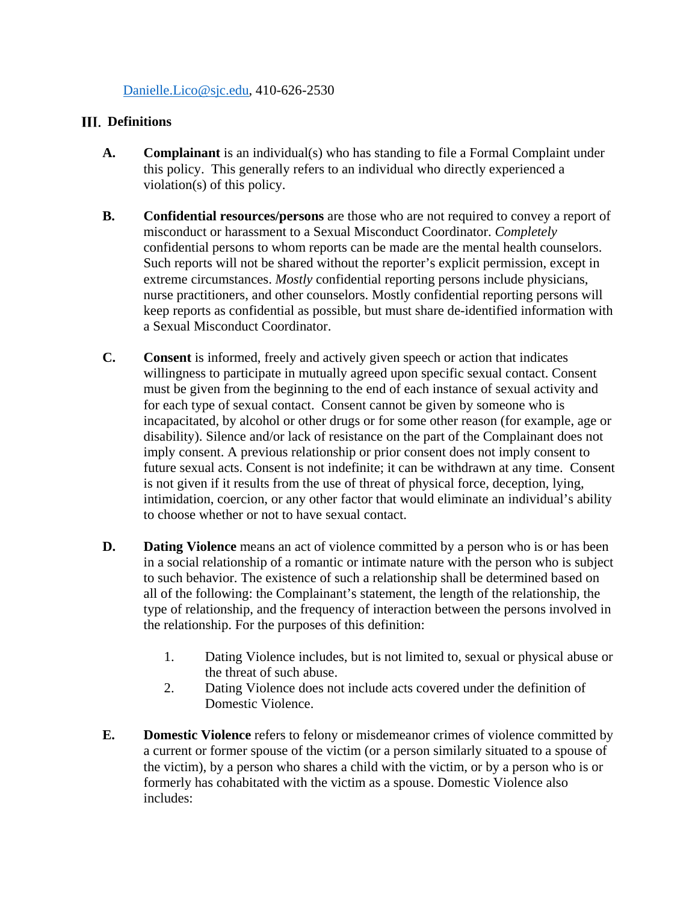[Danielle.Lico@sjc.edu](mailto:Danielle.Lico@sjc.edu), 410-626-2530

## III. Definitions

**A. Complainant** is an individual(s) who has standing to file a Formal Complaint under this policy. This generally refers to an individual who directly experienced a violation(s) of this policy.

**B. Confidential resources/persons** are those who are not required to convey a report of misconduct or harassment to a Sexual Misconduct Coordinator. *Completely* confidential persons to whom reports can be made are the mental health counselors. Such reports will not be shared without the reporter's explicit permission, except in extreme circumstances. *Mostly* confidential reporting persons include physicians, nurse practitioners, and other counselors. Mostly confidential reporting persons will keep reports as confidential as possible, but must share de-identified information with a Sexual Misconduct Coordinator.

**C. Consent** is informed, freely and actively given speech or action that indicates willingness to participate in mutually agreed upon specific sexual contact. Consent must be given from the beginning to the end of each instance of sexual activity and for each type of sexual contact. Consent cannot be given by someone who is incapacitated, by alcohol or other drugs or for some other reason (for example, age or disability). Silence and/or lack of resistance on the part of the Complainant does not imply consent. A previous relationship or prior consent does not imply consent to future sexual acts. Consent is not indefinite; it can be withdrawn at any time. Consent is not given if it results from the use of threat of physical force, deception, lying, intimidation, coercion, or any other factor that would eliminate an individual's ability to choose whether or not to have sexual contact.

**D. Dating Violence** means an act of violence committed by a person who is or has been in a social relationship of a romantic or intimate nature with the person who is subject to such behavior. The existence of such a relationship shall be determined based on all of the following: the Complainant's statement, the length of the relationship, the type of relationship, and the frequency of interaction between the persons involved in the relationship. For the purposes of this definition:

1. Dating Violence includes, but is not limited to, sexual or physical abuse or the threat of such abuse.
2. Dating Violence does not include acts covered under the definition of Domestic Violence.

**E. Domestic Violence** refers to felony or misdemeanor crimes of violence committed by a current or former spouse of the victim (or a person similarly situated to a spouse of the victim), by a person who shares a child with the victim, or by a person who is or formerly has cohabitated with the victim as a spouse. Domestic Violence also includes: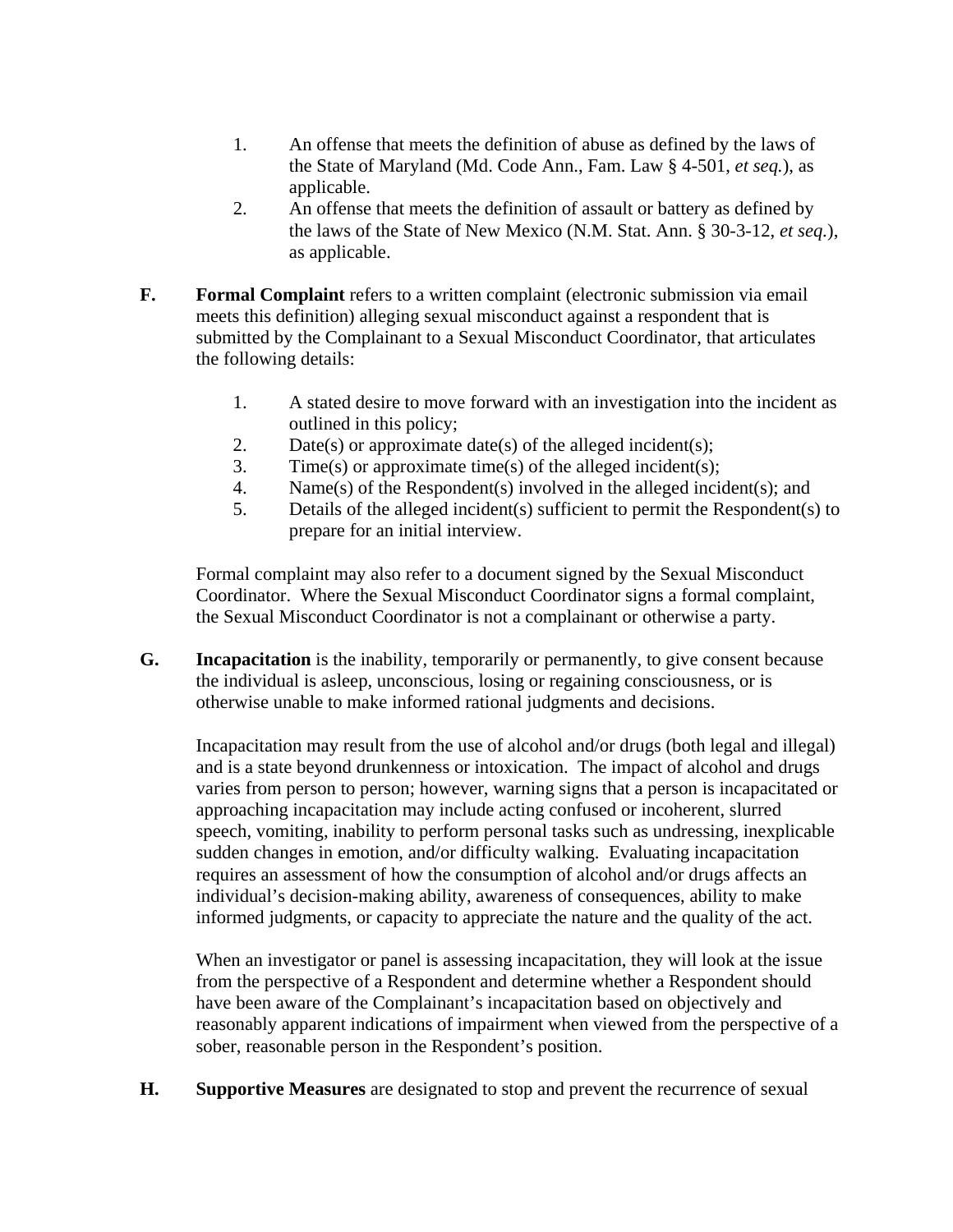1. An offense that meets the definition of abuse as defined by the laws of the State of Maryland (Md. Code Ann., Fam. Law § 4-501, *et seq.*), as applicable.
2. An offense that meets the definition of assault or battery as defined by the laws of the State of New Mexico (N.M. Stat. Ann. § 30-3-12, *et seq.*), as applicable.

**F.** **Formal Complaint** refers to a written complaint (electronic submission via email meets this definition) alleging sexual misconduct against a respondent that is submitted by the Complainant to a Sexual Misconduct Coordinator, that articulates the following details:

1. A stated desire to move forward with an investigation into the incident as outlined in this policy;
2. Date(s) or approximate date(s) of the alleged incident(s);
3. Time(s) or approximate time(s) of the alleged incident(s);
4. Name(s) of the Respondent(s) involved in the alleged incident(s); and
5. Details of the alleged incident(s) sufficient to permit the Respondent(s) to prepare for an initial interview.

Formal complaint may also refer to a document signed by the Sexual Misconduct Coordinator. Where the Sexual Misconduct Coordinator signs a formal complaint, the Sexual Misconduct Coordinator is not a complainant or otherwise a party.

**G.** **Incapacitation** is the inability, temporarily or permanently, to give consent because the individual is asleep, unconscious, losing or regaining consciousness, or is otherwise unable to make informed rational judgments and decisions.

Incapacitation may result from the use of alcohol and/or drugs (both legal and illegal) and is a state beyond drunkenness or intoxication. The impact of alcohol and drugs varies from person to person; however, warning signs that a person is incapacitated or approaching incapacitation may include acting confused or incoherent, slurred speech, vomiting, inability to perform personal tasks such as undressing, inexplicable sudden changes in emotion, and/or difficulty walking. Evaluating incapacitation requires an assessment of how the consumption of alcohol and/or drugs affects an individual's decision-making ability, awareness of consequences, ability to make informed judgments, or capacity to appreciate the nature and the quality of the act.

When an investigator or panel is assessing incapacitation, they will look at the issue from the perspective of a Respondent and determine whether a Respondent should have been aware of the Complainant's incapacitation based on objectively and reasonably apparent indications of impairment when viewed from the perspective of a sober, reasonable person in the Respondent's position.

**H.** **Supportive Measures** are designated to stop and prevent the recurrence of sexual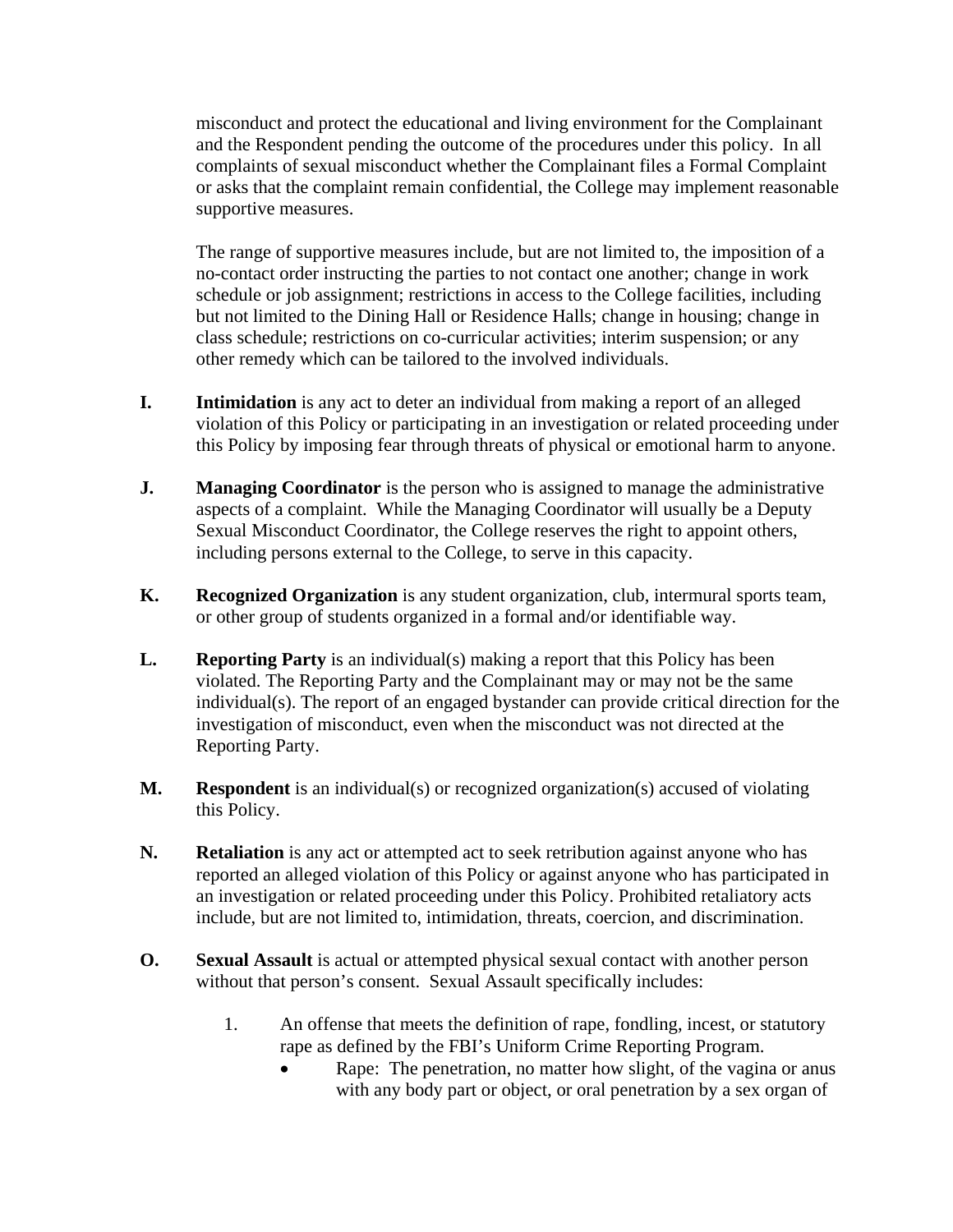misconduct and protect the educational and living environment for the Complainant and the Respondent pending the outcome of the procedures under this policy. In all complaints of sexual misconduct whether the Complainant files a Formal Complaint or asks that the complaint remain confidential, the College may implement reasonable supportive measures.

The range of supportive measures include, but are not limited to, the imposition of a no-contact order instructing the parties to not contact one another; change in work schedule or job assignment; restrictions in access to the College facilities, including but not limited to the Dining Hall or Residence Halls; change in housing; change in class schedule; restrictions on co-curricular activities; interim suspension; or any other remedy which can be tailored to the involved individuals.

**I.** **Intimidation** is any act to deter an individual from making a report of an alleged violation of this Policy or participating in an investigation or related proceeding under this Policy by imposing fear through threats of physical or emotional harm to anyone.

**J.** **Managing Coordinator** is the person who is assigned to manage the administrative aspects of a complaint. While the Managing Coordinator will usually be a Deputy Sexual Misconduct Coordinator, the College reserves the right to appoint others, including persons external to the College, to serve in this capacity.

**K.** **Recognized Organization** is any student organization, club, intermural sports team, or other group of students organized in a formal and/or identifiable way.

**L.** **Reporting Party** is an individual(s) making a report that this Policy has been violated. The Reporting Party and the Complainant may or may not be the same individual(s). The report of an engaged bystander can provide critical direction for the investigation of misconduct, even when the misconduct was not directed at the Reporting Party.

**M.** **Respondent** is an individual(s) or recognized organization(s) accused of violating this Policy.

**N.** **Retaliation** is any act or attempted act to seek retribution against anyone who has reported an alleged violation of this Policy or against anyone who has participated in an investigation or related proceeding under this Policy. Prohibited retaliatory acts include, but are not limited to, intimidation, threats, coercion, and discrimination.

**O.** **Sexual Assault** is actual or attempted physical sexual contact with another person without that person's consent. Sexual Assault specifically includes:

1. An offense that meets the definition of rape, fondling, incest, or statutory rape as defined by the FBI's Uniform Crime Reporting Program.
   - Rape: The penetration, no matter how slight, of the vagina or anus with any body part or object, or oral penetration by a sex organ of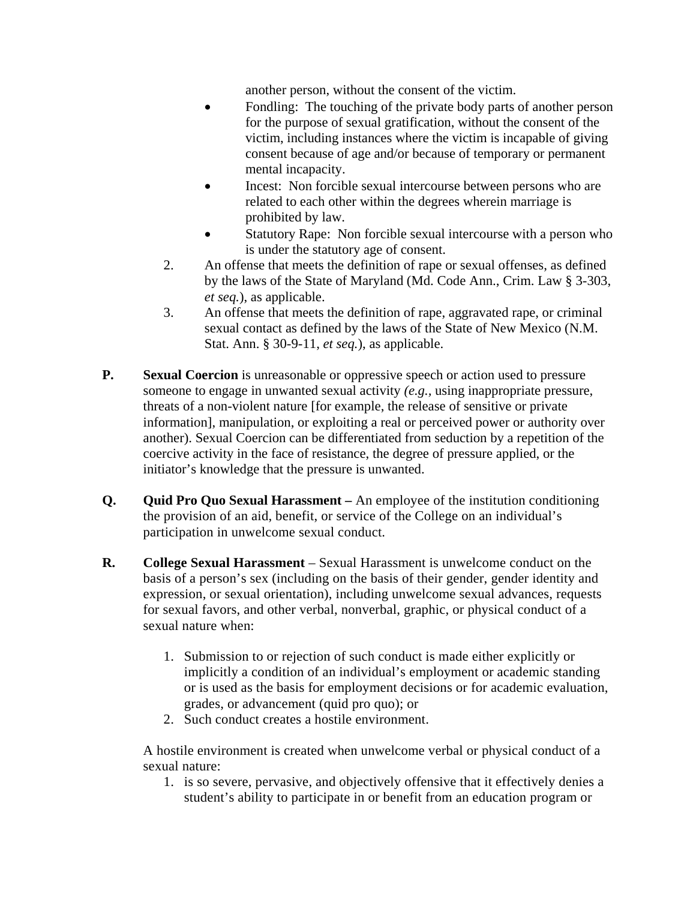another person, without the consent of the victim.

- Fondling: The touching of the private body parts of another person for the purpose of sexual gratification, without the consent of the victim, including instances where the victim is incapable of giving consent because of age and/or because of temporary or permanent mental incapacity.
- Incest: Non forcible sexual intercourse between persons who are related to each other within the degrees wherein marriage is prohibited by law.
- Statutory Rape: Non forcible sexual intercourse with a person who is under the statutory age of consent.

2. An offense that meets the definition of rape or sexual offenses, as defined by the laws of the State of Maryland (Md. Code Ann., Crim. Law § 3-303, *et seq.*), as applicable.
3. An offense that meets the definition of rape, aggravated rape, or criminal sexual contact as defined by the laws of the State of New Mexico (N.M. Stat. Ann. § 30-9-11, *et seq.*), as applicable.

**P.** **Sexual Coercion** is unreasonable or oppressive speech or action used to pressure someone to engage in unwanted sexual activity *(e.g.,* using inappropriate pressure, threats of a non-violent nature [for example, the release of sensitive or private information], manipulation, or exploiting a real or perceived power or authority over another). Sexual Coercion can be differentiated from seduction by a repetition of the coercive activity in the face of resistance, the degree of pressure applied, or the initiator's knowledge that the pressure is unwanted.

**Q.** **Quid Pro Quo Sexual Harassment –** An employee of the institution conditioning the provision of an aid, benefit, or service of the College on an individual's participation in unwelcome sexual conduct.

**R.** **College Sexual Harassment** – Sexual Harassment is unwelcome conduct on the basis of a person's sex (including on the basis of their gender, gender identity and expression, or sexual orientation), including unwelcome sexual advances, requests for sexual favors, and other verbal, nonverbal, graphic, or physical conduct of a sexual nature when:

1. Submission to or rejection of such conduct is made either explicitly or implicitly a condition of an individual's employment or academic standing or is used as the basis for employment decisions or for academic evaluation, grades, or advancement (quid pro quo); or
2. Such conduct creates a hostile environment.

A hostile environment is created when unwelcome verbal or physical conduct of a sexual nature:

1. is so severe, pervasive, and objectively offensive that it effectively denies a student's ability to participate in or benefit from an education program or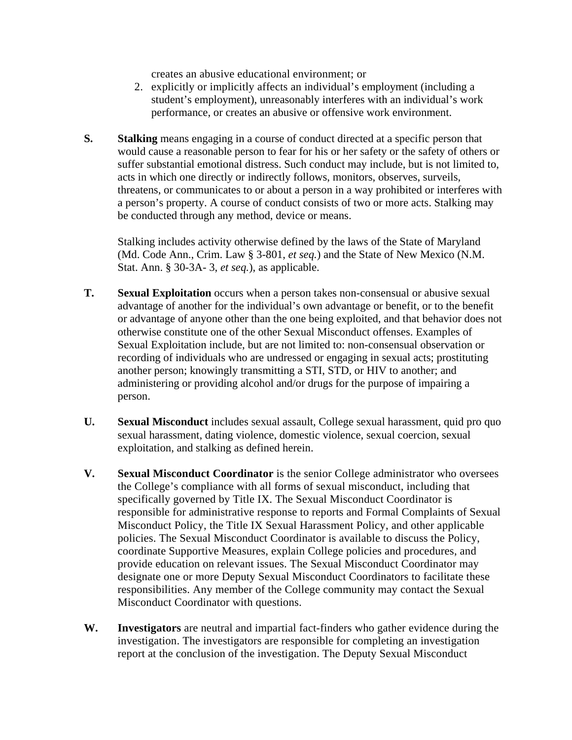creates an abusive educational environment; or

2. explicitly or implicitly affects an individual's employment (including a student's employment), unreasonably interferes with an individual's work performance, or creates an abusive or offensive work environment.

**S.** **Stalking** means engaging in a course of conduct directed at a specific person that would cause a reasonable person to fear for his or her safety or the safety of others or suffer substantial emotional distress. Such conduct may include, but is not limited to, acts in which one directly or indirectly follows, monitors, observes, surveils, threatens, or communicates to or about a person in a way prohibited or interferes with a person's property. A course of conduct consists of two or more acts. Stalking may be conducted through any method, device or means.

Stalking includes activity otherwise defined by the laws of the State of Maryland (Md. Code Ann., Crim. Law § 3-801, *et seq.*) and the State of New Mexico (N.M. Stat. Ann. § 30-3A- 3, *et seq.*), as applicable.

**T.** **Sexual Exploitation** occurs when a person takes non-consensual or abusive sexual advantage of another for the individual's own advantage or benefit, or to the benefit or advantage of anyone other than the one being exploited, and that behavior does not otherwise constitute one of the other Sexual Misconduct offenses. Examples of Sexual Exploitation include, but are not limited to: non-consensual observation or recording of individuals who are undressed or engaging in sexual acts; prostituting another person; knowingly transmitting a STI, STD, or HIV to another; and administering or providing alcohol and/or drugs for the purpose of impairing a person.

**U.** **Sexual Misconduct** includes sexual assault, College sexual harassment, quid pro quo sexual harassment, dating violence, domestic violence, sexual coercion, sexual exploitation, and stalking as defined herein.

**V.** **Sexual Misconduct Coordinator** is the senior College administrator who oversees the College's compliance with all forms of sexual misconduct, including that specifically governed by Title IX. The Sexual Misconduct Coordinator is responsible for administrative response to reports and Formal Complaints of Sexual Misconduct Policy, the Title IX Sexual Harassment Policy, and other applicable policies. The Sexual Misconduct Coordinator is available to discuss the Policy, coordinate Supportive Measures, explain College policies and procedures, and provide education on relevant issues. The Sexual Misconduct Coordinator may designate one or more Deputy Sexual Misconduct Coordinators to facilitate these responsibilities. Any member of the College community may contact the Sexual Misconduct Coordinator with questions.

**W.** **Investigators** are neutral and impartial fact-finders who gather evidence during the investigation. The investigators are responsible for completing an investigation report at the conclusion of the investigation. The Deputy Sexual Misconduct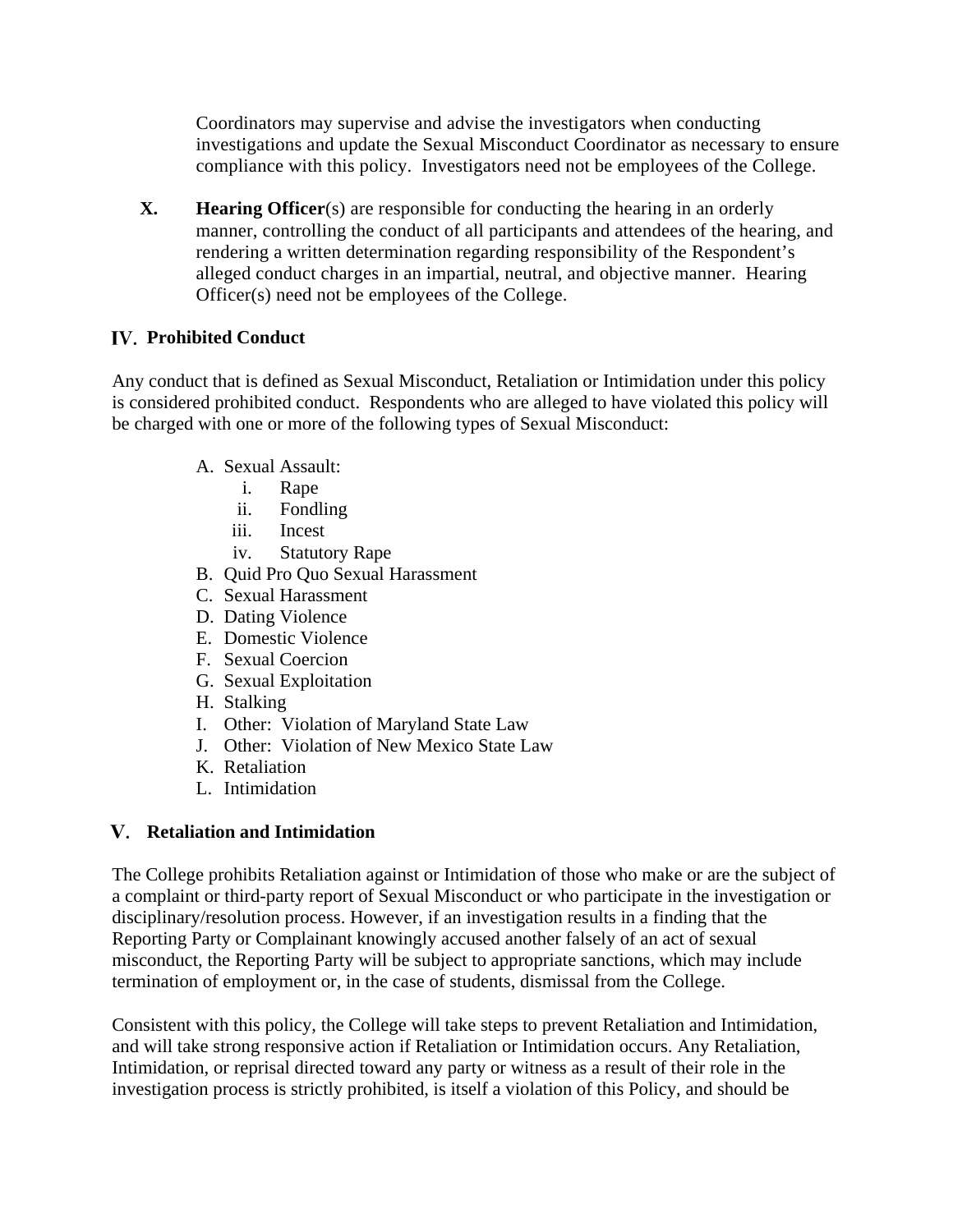Coordinators may supervise and advise the investigators when conducting investigations and update the Sexual Misconduct Coordinator as necessary to ensure compliance with this policy. Investigators need not be employees of the College.

**X.** **Hearing Officer**(s) are responsible for conducting the hearing in an orderly manner, controlling the conduct of all participants and attendees of the hearing, and rendering a written determination regarding responsibility of the Respondent's alleged conduct charges in an impartial, neutral, and objective manner. Hearing Officer(s) need not be employees of the College.

## IV. Prohibited Conduct

Any conduct that is defined as Sexual Misconduct, Retaliation or Intimidation under this policy is considered prohibited conduct. Respondents who are alleged to have violated this policy will be charged with one or more of the following types of Sexual Misconduct:

- A. Sexual Assault:
  - i. Rape
  - ii. Fondling
  - iii. Incest
  - iv. Statutory Rape
- B. Quid Pro Quo Sexual Harassment
- C. Sexual Harassment
- D. Dating Violence
- E. Domestic Violence
- F. Sexual Coercion
- G. Sexual Exploitation
- H. Stalking
- I. Other: Violation of Maryland State Law
- J. Other: Violation of New Mexico State Law
- K. Retaliation
- L. Intimidation

## V. Retaliation and Intimidation

The College prohibits Retaliation against or Intimidation of those who make or are the subject of a complaint or third-party report of Sexual Misconduct or who participate in the investigation or disciplinary/resolution process. However, if an investigation results in a finding that the Reporting Party or Complainant knowingly accused another falsely of an act of sexual misconduct, the Reporting Party will be subject to appropriate sanctions, which may include termination of employment or, in the case of students, dismissal from the College.

Consistent with this policy, the College will take steps to prevent Retaliation and Intimidation, and will take strong responsive action if Retaliation or Intimidation occurs. Any Retaliation, Intimidation, or reprisal directed toward any party or witness as a result of their role in the investigation process is strictly prohibited, is itself a violation of this Policy, and should be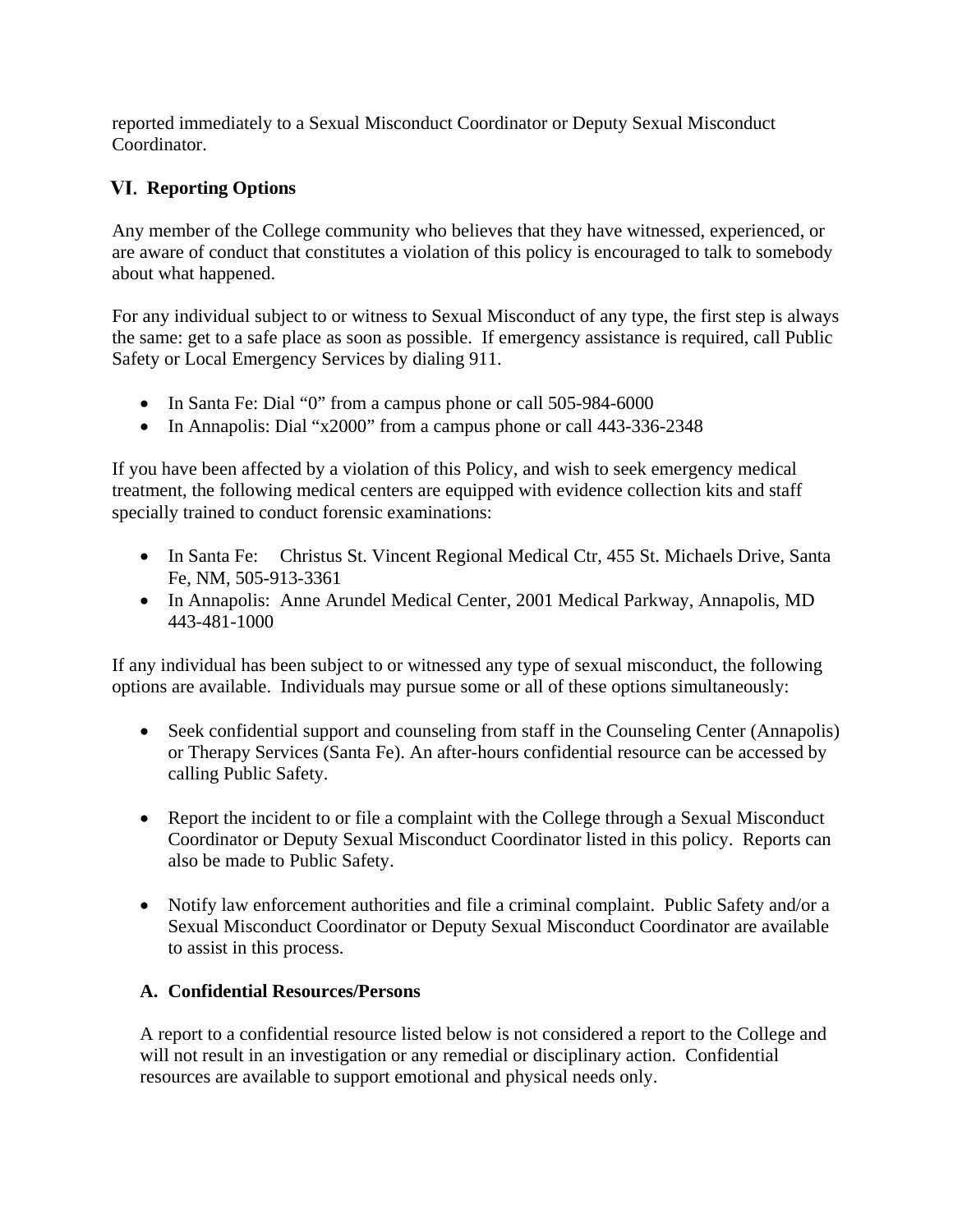reported immediately to a Sexual Misconduct Coordinator or Deputy Sexual Misconduct Coordinator.

## VI. Reporting Options

Any member of the College community who believes that they have witnessed, experienced, or are aware of conduct that constitutes a violation of this policy is encouraged to talk to somebody about what happened.

For any individual subject to or witness to Sexual Misconduct of any type, the first step is always the same: get to a safe place as soon as possible. If emergency assistance is required, call Public Safety or Local Emergency Services by dialing 911.

- In Santa Fe: Dial "0" from a campus phone or call 505-984-6000
- In Annapolis: Dial "x2000" from a campus phone or call 443-336-2348

If you have been affected by a violation of this Policy, and wish to seek emergency medical treatment, the following medical centers are equipped with evidence collection kits and staff specially trained to conduct forensic examinations:

- In Santa Fe: Christus St. Vincent Regional Medical Ctr, 455 St. Michaels Drive, Santa Fe, NM, 505-913-3361
- In Annapolis: Anne Arundel Medical Center, 2001 Medical Parkway, Annapolis, MD 443-481-1000

If any individual has been subject to or witnessed any type of sexual misconduct, the following options are available. Individuals may pursue some or all of these options simultaneously:

- Seek confidential support and counseling from staff in the Counseling Center (Annapolis) or Therapy Services (Santa Fe). An after-hours confidential resource can be accessed by calling Public Safety.

- Report the incident to or file a complaint with the College through a Sexual Misconduct Coordinator or Deputy Sexual Misconduct Coordinator listed in this policy. Reports can also be made to Public Safety.

- Notify law enforcement authorities and file a criminal complaint. Public Safety and/or a Sexual Misconduct Coordinator or Deputy Sexual Misconduct Coordinator are available to assist in this process.

### A. Confidential Resources/Persons

A report to a confidential resource listed below is not considered a report to the College and will not result in an investigation or any remedial or disciplinary action. Confidential resources are available to support emotional and physical needs only.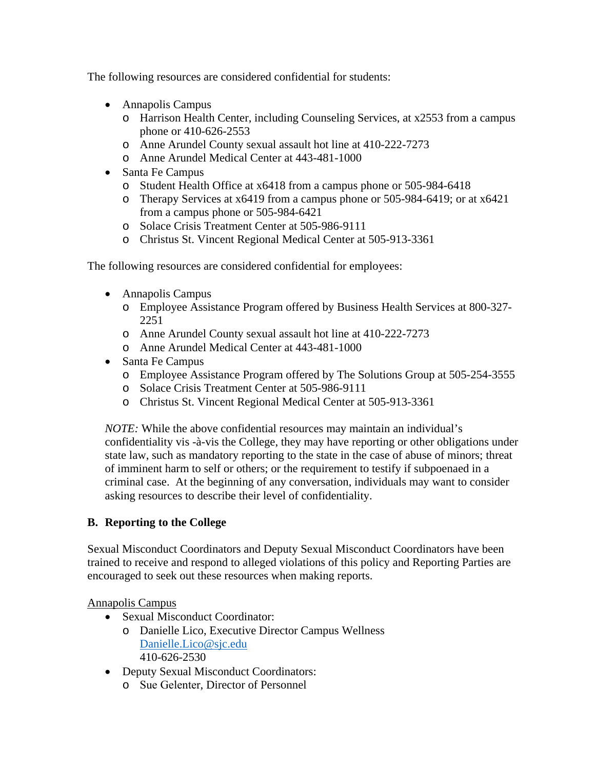The following resources are considered confidential for students:

- Annapolis Campus
  - Harrison Health Center, including Counseling Services, at x2553 from a campus phone or 410-626-2553
  - Anne Arundel County sexual assault hot line at 410-222-7273
  - Anne Arundel Medical Center at 443-481-1000
- Santa Fe Campus
  - Student Health Office at x6418 from a campus phone or 505-984-6418
  - Therapy Services at x6419 from a campus phone or 505-984-6419; or at x6421 from a campus phone or 505-984-6421
  - Solace Crisis Treatment Center at 505-986-9111
  - Christus St. Vincent Regional Medical Center at 505-913-3361

The following resources are considered confidential for employees:

- Annapolis Campus
  - Employee Assistance Program offered by Business Health Services at 800-327-2251
  - Anne Arundel County sexual assault hot line at 410-222-7273
  - Anne Arundel Medical Center at 443-481-1000
- Santa Fe Campus
  - Employee Assistance Program offered by The Solutions Group at 505-254-3555
  - Solace Crisis Treatment Center at 505-986-9111
  - Christus St. Vincent Regional Medical Center at 505-913-3361

*NOTE:* While the above confidential resources may maintain an individual's confidentiality vis -à-vis the College, they may have reporting or other obligations under state law, such as mandatory reporting to the state in the case of abuse of minors; threat of imminent harm to self or others; or the requirement to testify if subpoenaed in a criminal case. At the beginning of any conversation, individuals may want to consider asking resources to describe their level of confidentiality.

### B. Reporting to the College

Sexual Misconduct Coordinators and Deputy Sexual Misconduct Coordinators have been trained to receive and respond to alleged violations of this policy and Reporting Parties are encouraged to seek out these resources when making reports.

<u>Annapolis Campus</u>

- Sexual Misconduct Coordinator:
  - Danielle Lico, Executive Director Campus Wellness
    Danielle.Lico@sjc.edu
    410-626-2530
- Deputy Sexual Misconduct Coordinators:
  - Sue Gelenter, Director of Personnel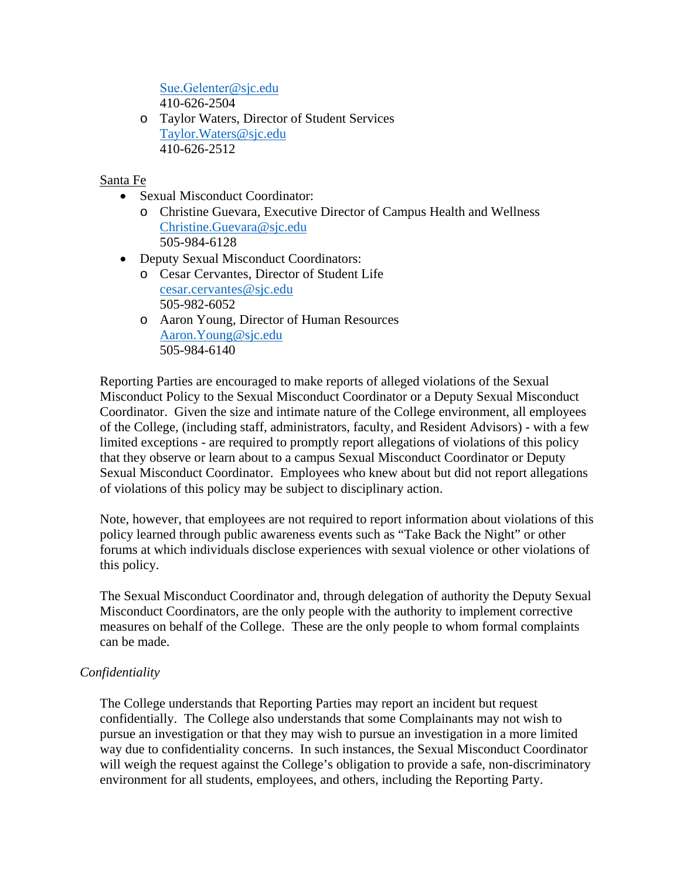- Sue.Gelenter@sjc.edu
      410-626-2504
  - Taylor Waters, Director of Student Services
    Taylor.Waters@sjc.edu
    410-626-2512

Santa Fe

- Sexual Misconduct Coordinator:
  - Christine Guevara, Executive Director of Campus Health and Wellness
    Christine.Guevara@sjc.edu
    505-984-6128
- Deputy Sexual Misconduct Coordinators:
  - Cesar Cervantes, Director of Student Life
    cesar.cervantes@sjc.edu
    505-982-6052
  - Aaron Young, Director of Human Resources
    Aaron.Young@sjc.edu
    505-984-6140

Reporting Parties are encouraged to make reports of alleged violations of the Sexual Misconduct Policy to the Sexual Misconduct Coordinator or a Deputy Sexual Misconduct Coordinator. Given the size and intimate nature of the College environment, all employees of the College, (including staff, administrators, faculty, and Resident Advisors) - with a few limited exceptions - are required to promptly report allegations of violations of this policy that they observe or learn about to a campus Sexual Misconduct Coordinator or Deputy Sexual Misconduct Coordinator. Employees who knew about but did not report allegations of violations of this policy may be subject to disciplinary action.

Note, however, that employees are not required to report information about violations of this policy learned through public awareness events such as "Take Back the Night" or other forums at which individuals disclose experiences with sexual violence or other violations of this policy.

The Sexual Misconduct Coordinator and, through delegation of authority the Deputy Sexual Misconduct Coordinators, are the only people with the authority to implement corrective measures on behalf of the College. These are the only people to whom formal complaints can be made.

*Confidentiality*

The College understands that Reporting Parties may report an incident but request confidentially. The College also understands that some Complainants may not wish to pursue an investigation or that they may wish to pursue an investigation in a more limited way due to confidentiality concerns. In such instances, the Sexual Misconduct Coordinator will weigh the request against the College's obligation to provide a safe, non-discriminatory environment for all students, employees, and others, including the Reporting Party.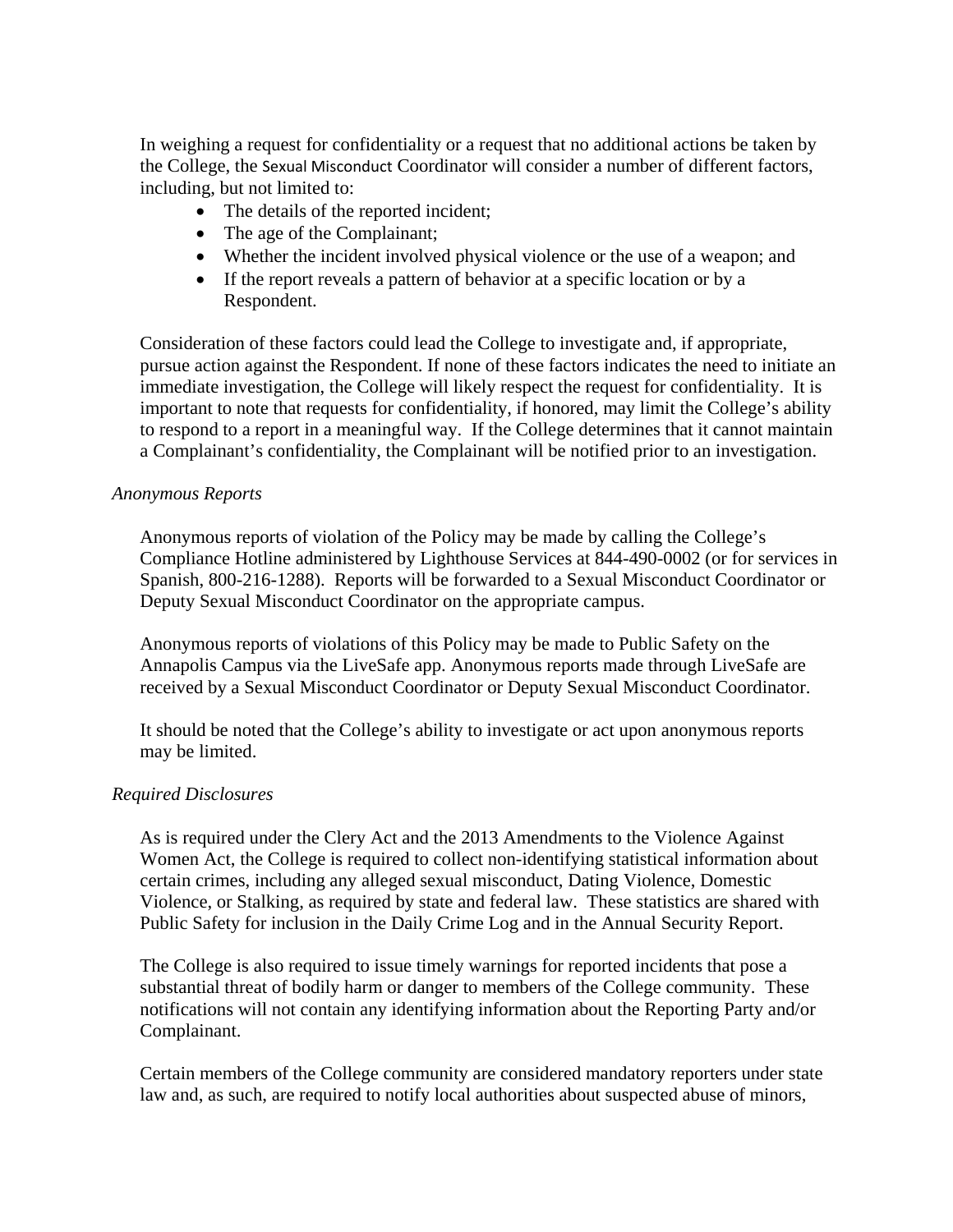In weighing a request for confidentiality or a request that no additional actions be taken by the College, the Sexual Misconduct Coordinator will consider a number of different factors, including, but not limited to:

- The details of the reported incident;
- The age of the Complainant;
- Whether the incident involved physical violence or the use of a weapon; and
- If the report reveals a pattern of behavior at a specific location or by a Respondent.

Consideration of these factors could lead the College to investigate and, if appropriate, pursue action against the Respondent. If none of these factors indicates the need to initiate an immediate investigation, the College will likely respect the request for confidentiality. It is important to note that requests for confidentiality, if honored, may limit the College's ability to respond to a report in a meaningful way. If the College determines that it cannot maintain a Complainant's confidentiality, the Complainant will be notified prior to an investigation.

*Anonymous Reports*

Anonymous reports of violation of the Policy may be made by calling the College's Compliance Hotline administered by Lighthouse Services at 844-490-0002 (or for services in Spanish, 800-216-1288). Reports will be forwarded to a Sexual Misconduct Coordinator or Deputy Sexual Misconduct Coordinator on the appropriate campus.

Anonymous reports of violations of this Policy may be made to Public Safety on the Annapolis Campus via the LiveSafe app. Anonymous reports made through LiveSafe are received by a Sexual Misconduct Coordinator or Deputy Sexual Misconduct Coordinator.

It should be noted that the College's ability to investigate or act upon anonymous reports may be limited.

*Required Disclosures*

As is required under the Clery Act and the 2013 Amendments to the Violence Against Women Act, the College is required to collect non-identifying statistical information about certain crimes, including any alleged sexual misconduct, Dating Violence, Domestic Violence, or Stalking, as required by state and federal law. These statistics are shared with Public Safety for inclusion in the Daily Crime Log and in the Annual Security Report.

The College is also required to issue timely warnings for reported incidents that pose a substantial threat of bodily harm or danger to members of the College community. These notifications will not contain any identifying information about the Reporting Party and/or Complainant.

Certain members of the College community are considered mandatory reporters under state law and, as such, are required to notify local authorities about suspected abuse of minors,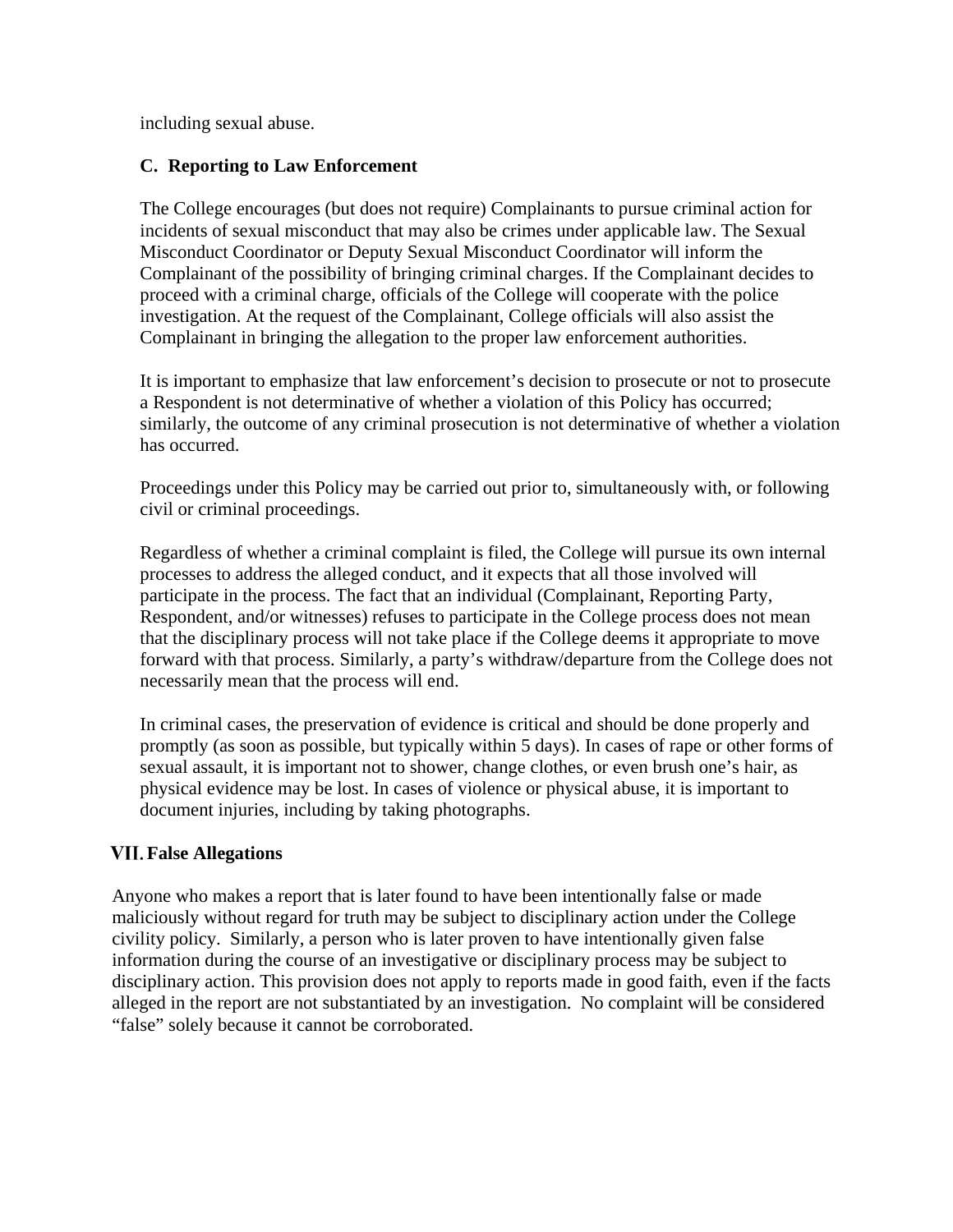including sexual abuse.

### C. Reporting to Law Enforcement

The College encourages (but does not require) Complainants to pursue criminal action for incidents of sexual misconduct that may also be crimes under applicable law. The Sexual Misconduct Coordinator or Deputy Sexual Misconduct Coordinator will inform the Complainant of the possibility of bringing criminal charges. If the Complainant decides to proceed with a criminal charge, officials of the College will cooperate with the police investigation. At the request of the Complainant, College officials will also assist the Complainant in bringing the allegation to the proper law enforcement authorities.

It is important to emphasize that law enforcement's decision to prosecute or not to prosecute a Respondent is not determinative of whether a violation of this Policy has occurred; similarly, the outcome of any criminal prosecution is not determinative of whether a violation has occurred.

Proceedings under this Policy may be carried out prior to, simultaneously with, or following civil or criminal proceedings.

Regardless of whether a criminal complaint is filed, the College will pursue its own internal processes to address the alleged conduct, and it expects that all those involved will participate in the process. The fact that an individual (Complainant, Reporting Party, Respondent, and/or witnesses) refuses to participate in the College process does not mean that the disciplinary process will not take place if the College deems it appropriate to move forward with that process. Similarly, a party's withdraw/departure from the College does not necessarily mean that the process will end.

In criminal cases, the preservation of evidence is critical and should be done properly and promptly (as soon as possible, but typically within 5 days). In cases of rape or other forms of sexual assault, it is important not to shower, change clothes, or even brush one's hair, as physical evidence may be lost. In cases of violence or physical abuse, it is important to document injuries, including by taking photographs.

## VII. False Allegations

Anyone who makes a report that is later found to have been intentionally false or made maliciously without regard for truth may be subject to disciplinary action under the College civility policy. Similarly, a person who is later proven to have intentionally given false information during the course of an investigative or disciplinary process may be subject to disciplinary action. This provision does not apply to reports made in good faith, even if the facts alleged in the report are not substantiated by an investigation. No complaint will be considered "false" solely because it cannot be corroborated.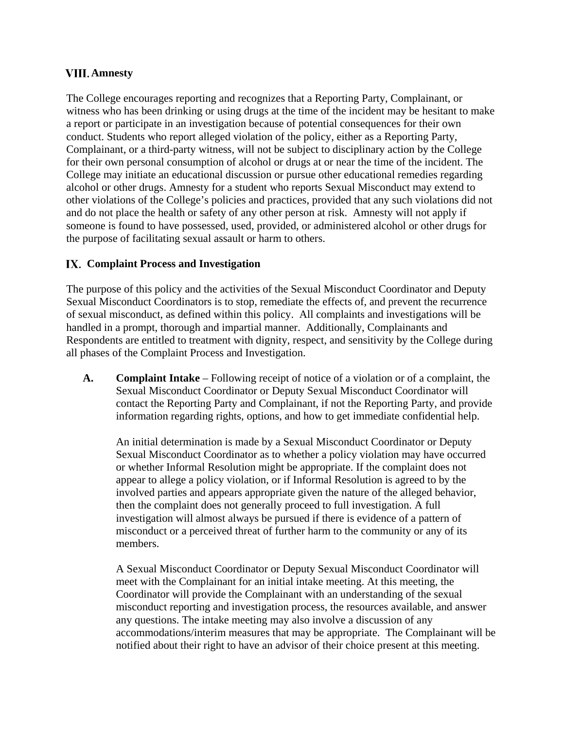## VIII. Amnesty

The College encourages reporting and recognizes that a Reporting Party, Complainant, or witness who has been drinking or using drugs at the time of the incident may be hesitant to make a report or participate in an investigation because of potential consequences for their own conduct. Students who report alleged violation of the policy, either as a Reporting Party, Complainant, or a third-party witness, will not be subject to disciplinary action by the College for their own personal consumption of alcohol or drugs at or near the time of the incident. The College may initiate an educational discussion or pursue other educational remedies regarding alcohol or other drugs. Amnesty for a student who reports Sexual Misconduct may extend to other violations of the College's policies and practices, provided that any such violations did not and do not place the health or safety of any other person at risk. Amnesty will not apply if someone is found to have possessed, used, provided, or administered alcohol or other drugs for the purpose of facilitating sexual assault or harm to others.

## IX. Complaint Process and Investigation

The purpose of this policy and the activities of the Sexual Misconduct Coordinator and Deputy Sexual Misconduct Coordinators is to stop, remediate the effects of, and prevent the recurrence of sexual misconduct, as defined within this policy. All complaints and investigations will be handled in a prompt, thorough and impartial manner. Additionally, Complainants and Respondents are entitled to treatment with dignity, respect, and sensitivity by the College during all phases of the Complaint Process and Investigation.

**A. Complaint Intake** – Following receipt of notice of a violation or of a complaint, the Sexual Misconduct Coordinator or Deputy Sexual Misconduct Coordinator will contact the Reporting Party and Complainant, if not the Reporting Party, and provide information regarding rights, options, and how to get immediate confidential help.

An initial determination is made by a Sexual Misconduct Coordinator or Deputy Sexual Misconduct Coordinator as to whether a policy violation may have occurred or whether Informal Resolution might be appropriate. If the complaint does not appear to allege a policy violation, or if Informal Resolution is agreed to by the involved parties and appears appropriate given the nature of the alleged behavior, then the complaint does not generally proceed to full investigation. A full investigation will almost always be pursued if there is evidence of a pattern of misconduct or a perceived threat of further harm to the community or any of its members.

A Sexual Misconduct Coordinator or Deputy Sexual Misconduct Coordinator will meet with the Complainant for an initial intake meeting. At this meeting, the Coordinator will provide the Complainant with an understanding of the sexual misconduct reporting and investigation process, the resources available, and answer any questions. The intake meeting may also involve a discussion of any accommodations/interim measures that may be appropriate. The Complainant will be notified about their right to have an advisor of their choice present at this meeting.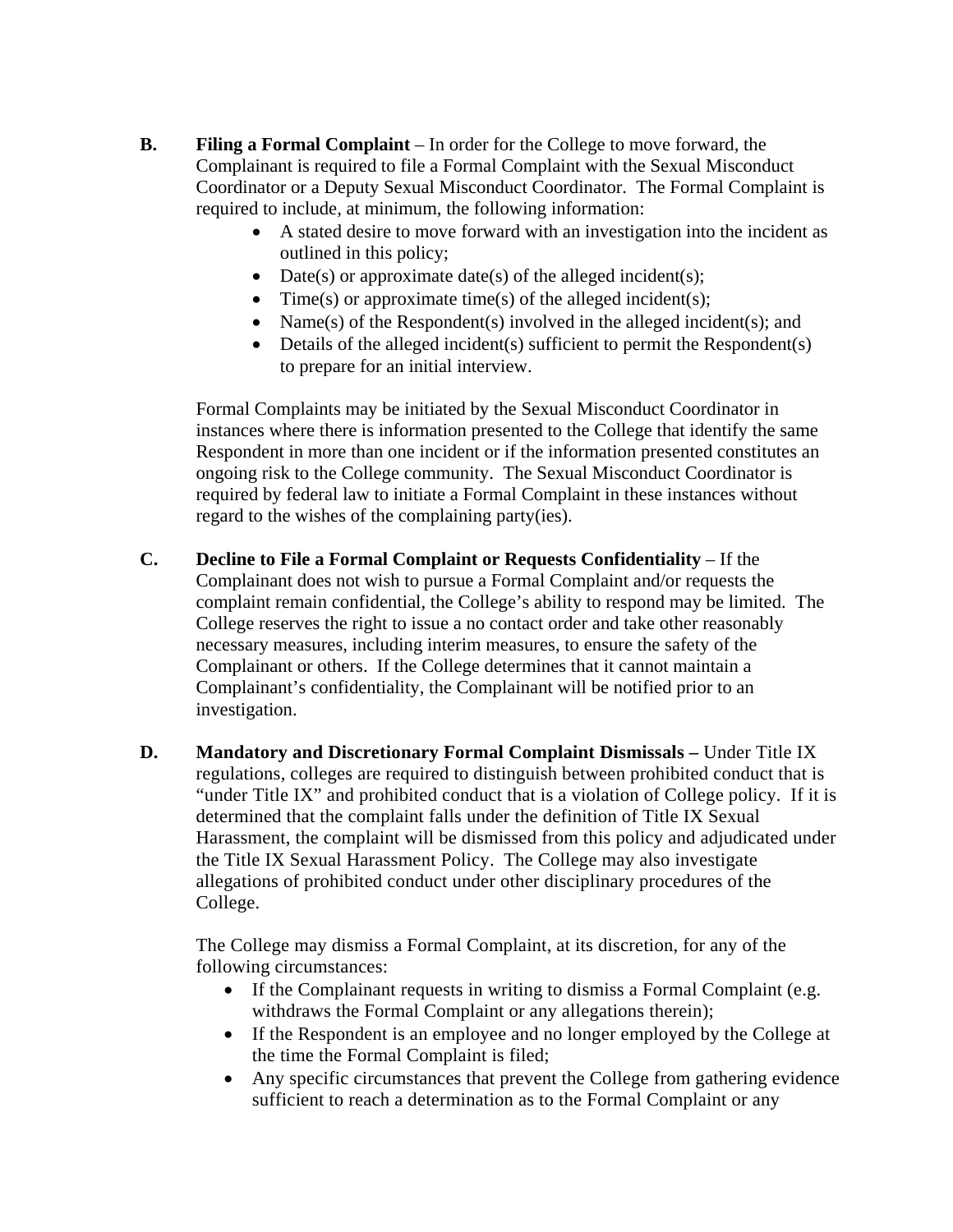**B.** **Filing a Formal Complaint** – In order for the College to move forward, the Complainant is required to file a Formal Complaint with the Sexual Misconduct Coordinator or a Deputy Sexual Misconduct Coordinator. The Formal Complaint is required to include, at minimum, the following information:

- A stated desire to move forward with an investigation into the incident as outlined in this policy;
- Date(s) or approximate date(s) of the alleged incident(s);
- Time(s) or approximate time(s) of the alleged incident(s);
- Name(s) of the Respondent(s) involved in the alleged incident(s); and
- Details of the alleged incident(s) sufficient to permit the Respondent(s) to prepare for an initial interview.

Formal Complaints may be initiated by the Sexual Misconduct Coordinator in instances where there is information presented to the College that identify the same Respondent in more than one incident or if the information presented constitutes an ongoing risk to the College community. The Sexual Misconduct Coordinator is required by federal law to initiate a Formal Complaint in these instances without regard to the wishes of the complaining party(ies).

**C.** **Decline to File a Formal Complaint or Requests Confidentiality** – If the Complainant does not wish to pursue a Formal Complaint and/or requests the complaint remain confidential, the College's ability to respond may be limited. The College reserves the right to issue a no contact order and take other reasonably necessary measures, including interim measures, to ensure the safety of the Complainant or others. If the College determines that it cannot maintain a Complainant's confidentiality, the Complainant will be notified prior to an investigation.

**D.** **Mandatory and Discretionary Formal Complaint Dismissals –** Under Title IX regulations, colleges are required to distinguish between prohibited conduct that is "under Title IX" and prohibited conduct that is a violation of College policy. If it is determined that the complaint falls under the definition of Title IX Sexual Harassment, the complaint will be dismissed from this policy and adjudicated under the Title IX Sexual Harassment Policy. The College may also investigate allegations of prohibited conduct under other disciplinary procedures of the College.

The College may dismiss a Formal Complaint, at its discretion, for any of the following circumstances:

- If the Complainant requests in writing to dismiss a Formal Complaint (e.g. withdraws the Formal Complaint or any allegations therein);
- If the Respondent is an employee and no longer employed by the College at the time the Formal Complaint is filed;
- Any specific circumstances that prevent the College from gathering evidence sufficient to reach a determination as to the Formal Complaint or any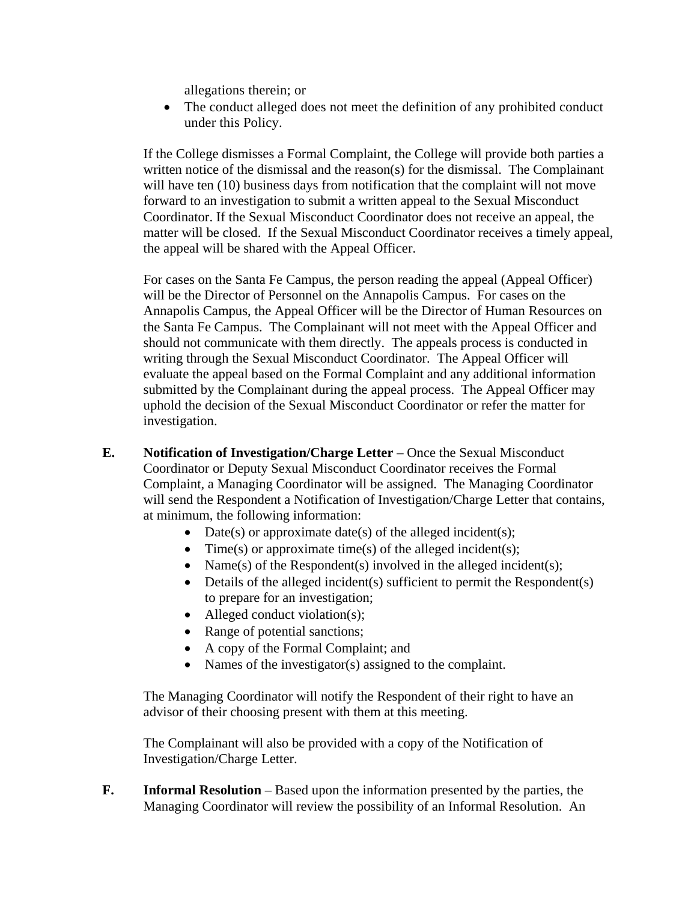allegations therein; or

- The conduct alleged does not meet the definition of any prohibited conduct under this Policy.

If the College dismisses a Formal Complaint, the College will provide both parties a written notice of the dismissal and the reason(s) for the dismissal. The Complainant will have ten (10) business days from notification that the complaint will not move forward to an investigation to submit a written appeal to the Sexual Misconduct Coordinator. If the Sexual Misconduct Coordinator does not receive an appeal, the matter will be closed. If the Sexual Misconduct Coordinator receives a timely appeal, the appeal will be shared with the Appeal Officer.

For cases on the Santa Fe Campus, the person reading the appeal (Appeal Officer) will be the Director of Personnel on the Annapolis Campus. For cases on the Annapolis Campus, the Appeal Officer will be the Director of Human Resources on the Santa Fe Campus. The Complainant will not meet with the Appeal Officer and should not communicate with them directly. The appeals process is conducted in writing through the Sexual Misconduct Coordinator. The Appeal Officer will evaluate the appeal based on the Formal Complaint and any additional information submitted by the Complainant during the appeal process. The Appeal Officer may uphold the decision of the Sexual Misconduct Coordinator or refer the matter for investigation.

**E. Notification of Investigation/Charge Letter** – Once the Sexual Misconduct Coordinator or Deputy Sexual Misconduct Coordinator receives the Formal Complaint, a Managing Coordinator will be assigned. The Managing Coordinator will send the Respondent a Notification of Investigation/Charge Letter that contains, at minimum, the following information:

- Date(s) or approximate date(s) of the alleged incident(s);
- Time(s) or approximate time(s) of the alleged incident(s);
- Name(s) of the Respondent(s) involved in the alleged incident(s);
- Details of the alleged incident(s) sufficient to permit the Respondent(s) to prepare for an investigation;
- Alleged conduct violation(s);
- Range of potential sanctions;
- A copy of the Formal Complaint; and
- Names of the investigator(s) assigned to the complaint.

The Managing Coordinator will notify the Respondent of their right to have an advisor of their choosing present with them at this meeting.

The Complainant will also be provided with a copy of the Notification of Investigation/Charge Letter.

**F. Informal Resolution** – Based upon the information presented by the parties, the Managing Coordinator will review the possibility of an Informal Resolution. An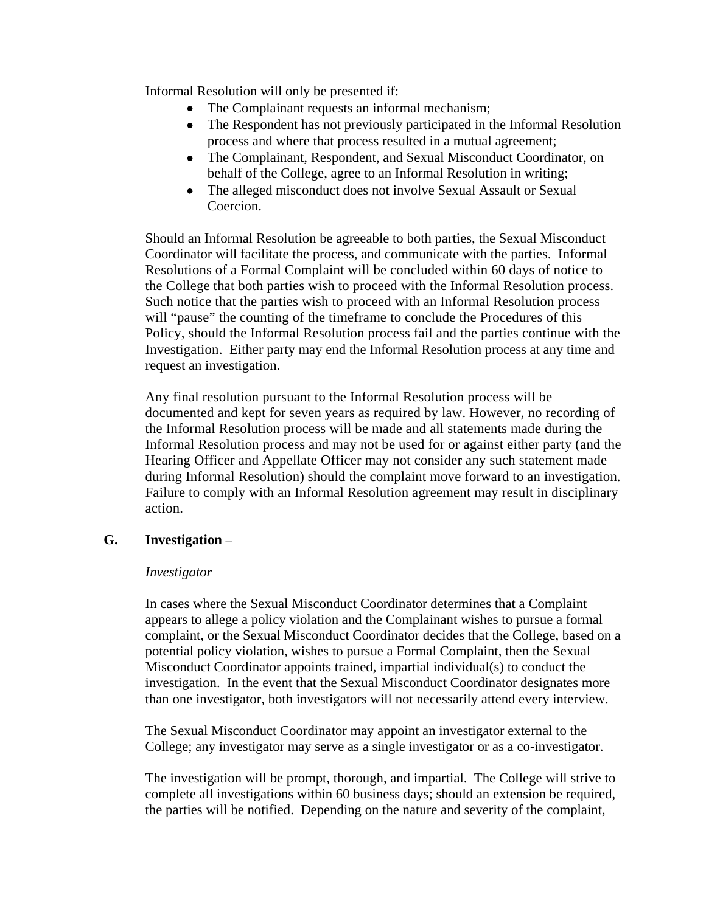Informal Resolution will only be presented if:

- The Complainant requests an informal mechanism;
- The Respondent has not previously participated in the Informal Resolution process and where that process resulted in a mutual agreement;
- The Complainant, Respondent, and Sexual Misconduct Coordinator, on behalf of the College, agree to an Informal Resolution in writing;
- The alleged misconduct does not involve Sexual Assault or Sexual Coercion.

Should an Informal Resolution be agreeable to both parties, the Sexual Misconduct Coordinator will facilitate the process, and communicate with the parties. Informal Resolutions of a Formal Complaint will be concluded within 60 days of notice to the College that both parties wish to proceed with the Informal Resolution process. Such notice that the parties wish to proceed with an Informal Resolution process will "pause" the counting of the timeframe to conclude the Procedures of this Policy, should the Informal Resolution process fail and the parties continue with the Investigation. Either party may end the Informal Resolution process at any time and request an investigation.

Any final resolution pursuant to the Informal Resolution process will be documented and kept for seven years as required by law. However, no recording of the Informal Resolution process will be made and all statements made during the Informal Resolution process and may not be used for or against either party (and the Hearing Officer and Appellate Officer may not consider any such statement made during Informal Resolution) should the complaint move forward to an investigation. Failure to comply with an Informal Resolution agreement may result in disciplinary action.

### G. Investigation –

*Investigator*

In cases where the Sexual Misconduct Coordinator determines that a Complaint appears to allege a policy violation and the Complainant wishes to pursue a formal complaint, or the Sexual Misconduct Coordinator decides that the College, based on a potential policy violation, wishes to pursue a Formal Complaint, then the Sexual Misconduct Coordinator appoints trained, impartial individual(s) to conduct the investigation. In the event that the Sexual Misconduct Coordinator designates more than one investigator, both investigators will not necessarily attend every interview.

The Sexual Misconduct Coordinator may appoint an investigator external to the College; any investigator may serve as a single investigator or as a co-investigator.

The investigation will be prompt, thorough, and impartial. The College will strive to complete all investigations within 60 business days; should an extension be required, the parties will be notified. Depending on the nature and severity of the complaint,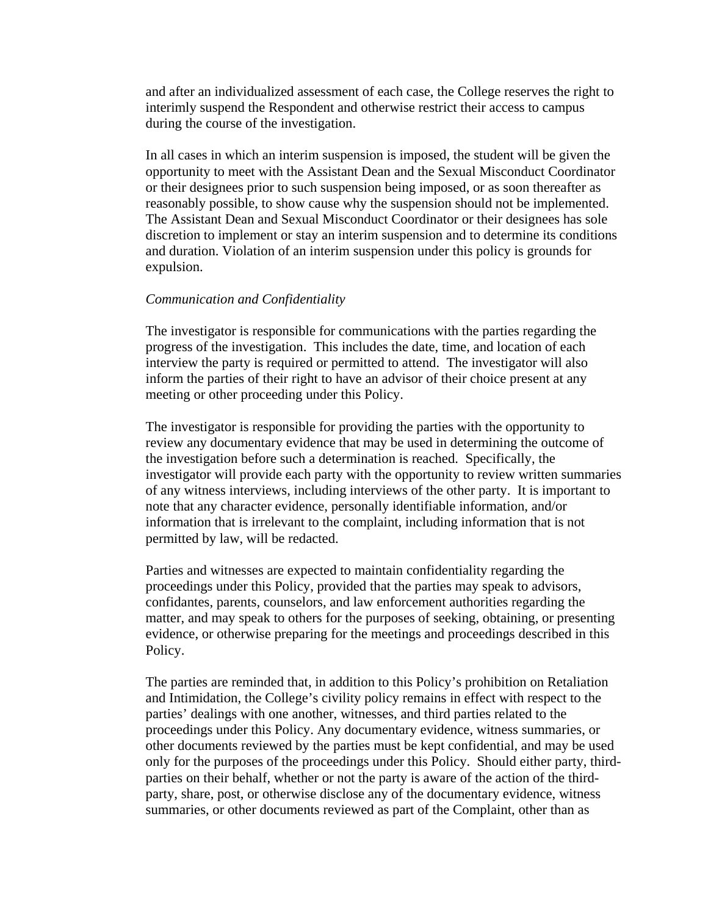and after an individualized assessment of each case, the College reserves the right to interimly suspend the Respondent and otherwise restrict their access to campus during the course of the investigation.

In all cases in which an interim suspension is imposed, the student will be given the opportunity to meet with the Assistant Dean and the Sexual Misconduct Coordinator or their designees prior to such suspension being imposed, or as soon thereafter as reasonably possible, to show cause why the suspension should not be implemented. The Assistant Dean and Sexual Misconduct Coordinator or their designees has sole discretion to implement or stay an interim suspension and to determine its conditions and duration. Violation of an interim suspension under this policy is grounds for expulsion.

*Communication and Confidentiality*

The investigator is responsible for communications with the parties regarding the progress of the investigation. This includes the date, time, and location of each interview the party is required or permitted to attend. The investigator will also inform the parties of their right to have an advisor of their choice present at any meeting or other proceeding under this Policy.

The investigator is responsible for providing the parties with the opportunity to review any documentary evidence that may be used in determining the outcome of the investigation before such a determination is reached. Specifically, the investigator will provide each party with the opportunity to review written summaries of any witness interviews, including interviews of the other party. It is important to note that any character evidence, personally identifiable information, and/or information that is irrelevant to the complaint, including information that is not permitted by law, will be redacted.

Parties and witnesses are expected to maintain confidentiality regarding the proceedings under this Policy, provided that the parties may speak to advisors, confidantes, parents, counselors, and law enforcement authorities regarding the matter, and may speak to others for the purposes of seeking, obtaining, or presenting evidence, or otherwise preparing for the meetings and proceedings described in this Policy.

The parties are reminded that, in addition to this Policy's prohibition on Retaliation and Intimidation, the College's civility policy remains in effect with respect to the parties' dealings with one another, witnesses, and third parties related to the proceedings under this Policy. Any documentary evidence, witness summaries, or other documents reviewed by the parties must be kept confidential, and may be used only for the purposes of the proceedings under this Policy. Should either party, third-parties on their behalf, whether or not the party is aware of the action of the third-party, share, post, or otherwise disclose any of the documentary evidence, witness summaries, or other documents reviewed as part of the Complaint, other than as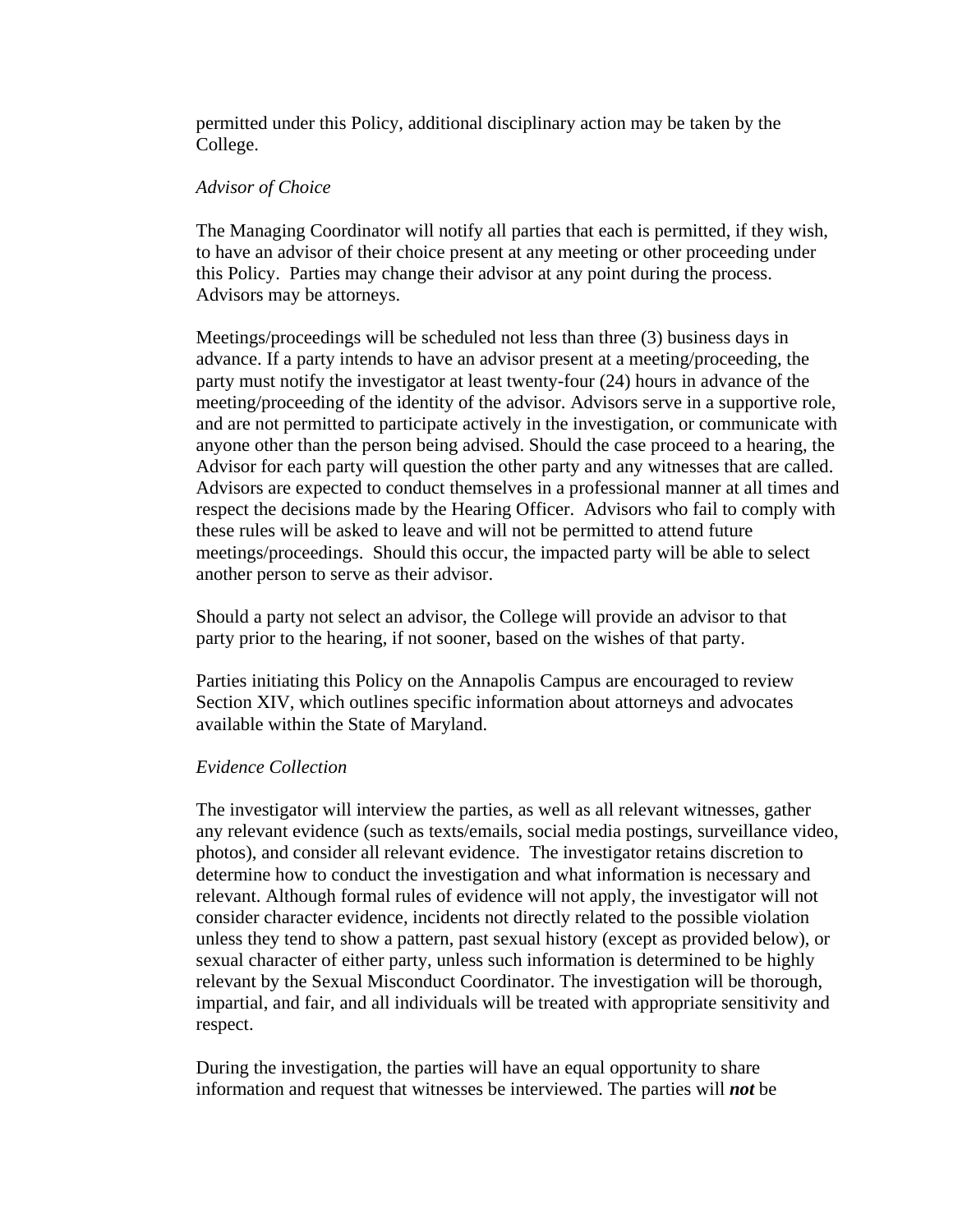permitted under this Policy, additional disciplinary action may be taken by the College.

*Advisor of Choice*

The Managing Coordinator will notify all parties that each is permitted, if they wish, to have an advisor of their choice present at any meeting or other proceeding under this Policy. Parties may change their advisor at any point during the process. Advisors may be attorneys.

Meetings/proceedings will be scheduled not less than three (3) business days in advance. If a party intends to have an advisor present at a meeting/proceeding, the party must notify the investigator at least twenty-four (24) hours in advance of the meeting/proceeding of the identity of the advisor. Advisors serve in a supportive role, and are not permitted to participate actively in the investigation, or communicate with anyone other than the person being advised. Should the case proceed to a hearing, the Advisor for each party will question the other party and any witnesses that are called. Advisors are expected to conduct themselves in a professional manner at all times and respect the decisions made by the Hearing Officer. Advisors who fail to comply with these rules will be asked to leave and will not be permitted to attend future meetings/proceedings. Should this occur, the impacted party will be able to select another person to serve as their advisor.

Should a party not select an advisor, the College will provide an advisor to that party prior to the hearing, if not sooner, based on the wishes of that party.

Parties initiating this Policy on the Annapolis Campus are encouraged to review Section XIV, which outlines specific information about attorneys and advocates available within the State of Maryland.

*Evidence Collection*

The investigator will interview the parties, as well as all relevant witnesses, gather any relevant evidence (such as texts/emails, social media postings, surveillance video, photos), and consider all relevant evidence. The investigator retains discretion to determine how to conduct the investigation and what information is necessary and relevant. Although formal rules of evidence will not apply, the investigator will not consider character evidence, incidents not directly related to the possible violation unless they tend to show a pattern, past sexual history (except as provided below), or sexual character of either party, unless such information is determined to be highly relevant by the Sexual Misconduct Coordinator. The investigation will be thorough, impartial, and fair, and all individuals will be treated with appropriate sensitivity and respect.

During the investigation, the parties will have an equal opportunity to share information and request that witnesses be interviewed. The parties will ***not*** be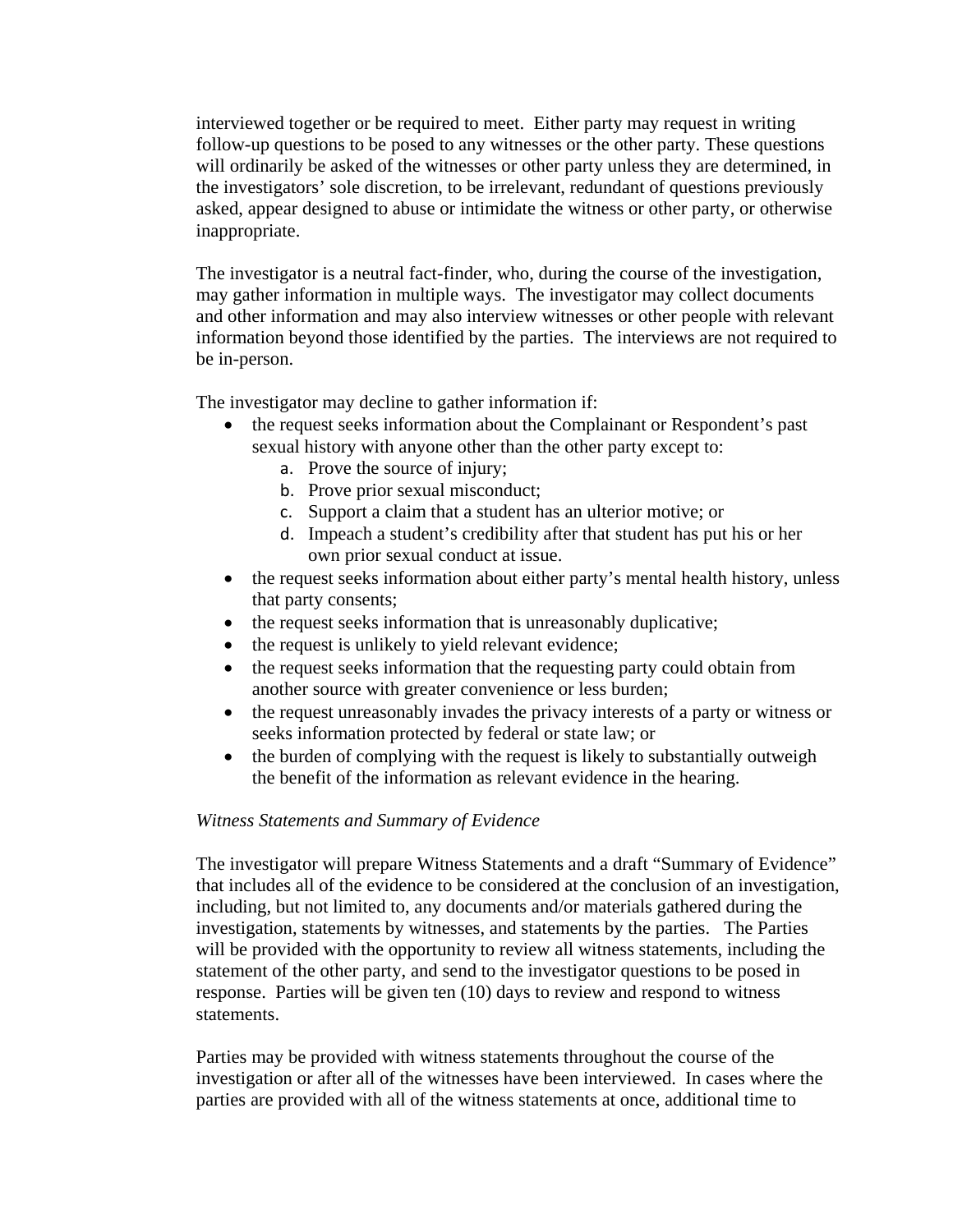interviewed together or be required to meet. Either party may request in writing follow-up questions to be posed to any witnesses or the other party. These questions will ordinarily be asked of the witnesses or other party unless they are determined, in the investigators' sole discretion, to be irrelevant, redundant of questions previously asked, appear designed to abuse or intimidate the witness or other party, or otherwise inappropriate.

The investigator is a neutral fact-finder, who, during the course of the investigation, may gather information in multiple ways. The investigator may collect documents and other information and may also interview witnesses or other people with relevant information beyond those identified by the parties. The interviews are not required to be in-person.

The investigator may decline to gather information if:

- the request seeks information about the Complainant or Respondent's past sexual history with anyone other than the other party except to:
    a. Prove the source of injury;
    b. Prove prior sexual misconduct;
    c. Support a claim that a student has an ulterior motive; or
    d. Impeach a student's credibility after that student has put his or her own prior sexual conduct at issue.
- the request seeks information about either party's mental health history, unless that party consents;
- the request seeks information that is unreasonably duplicative;
- the request is unlikely to yield relevant evidence;
- the request seeks information that the requesting party could obtain from another source with greater convenience or less burden;
- the request unreasonably invades the privacy interests of a party or witness or seeks information protected by federal or state law; or
- the burden of complying with the request is likely to substantially outweigh the benefit of the information as relevant evidence in the hearing.

*Witness Statements and Summary of Evidence*

The investigator will prepare Witness Statements and a draft "Summary of Evidence" that includes all of the evidence to be considered at the conclusion of an investigation, including, but not limited to, any documents and/or materials gathered during the investigation, statements by witnesses, and statements by the parties. The Parties will be provided with the opportunity to review all witness statements, including the statement of the other party, and send to the investigator questions to be posed in response. Parties will be given ten (10) days to review and respond to witness statements.

Parties may be provided with witness statements throughout the course of the investigation or after all of the witnesses have been interviewed. In cases where the parties are provided with all of the witness statements at once, additional time to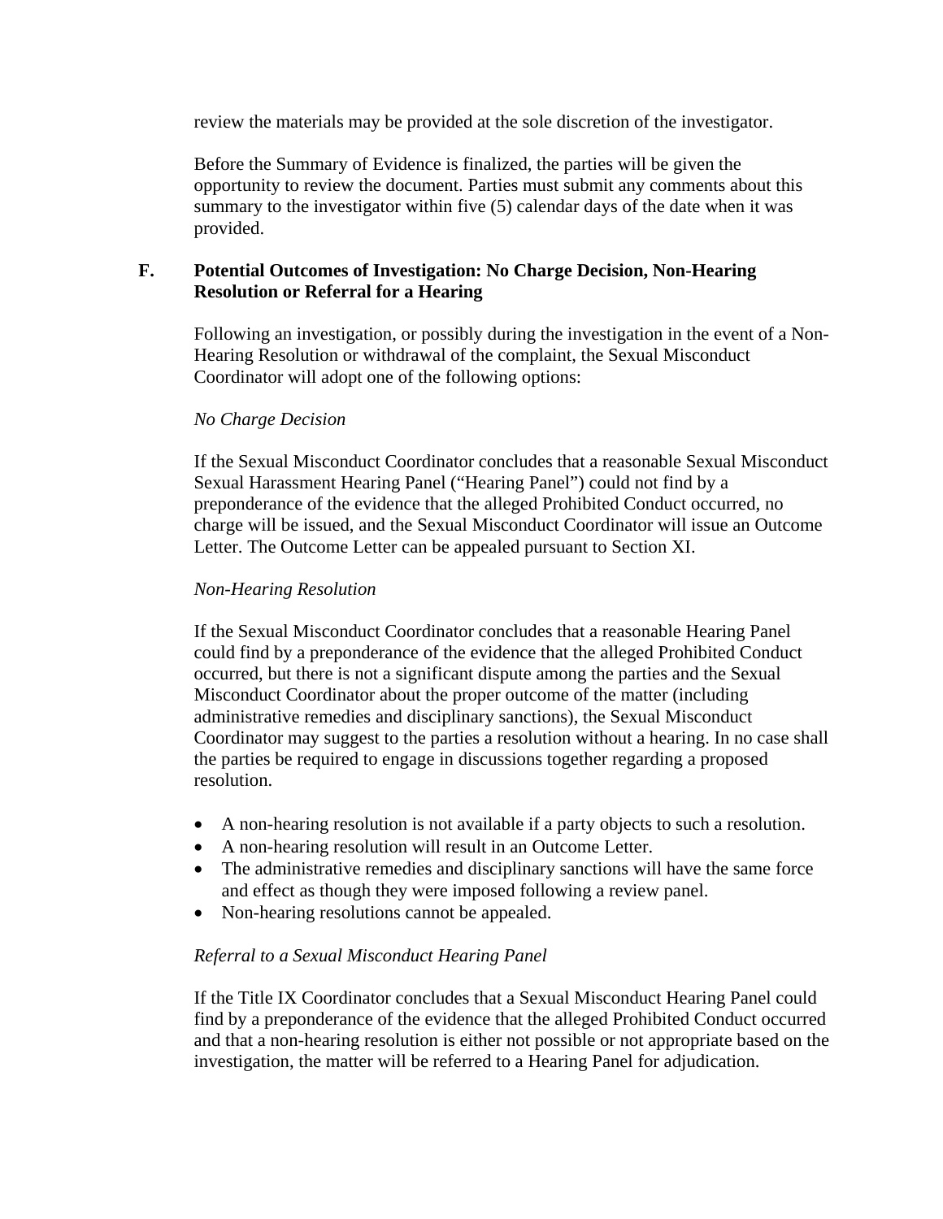review the materials may be provided at the sole discretion of the investigator.

Before the Summary of Evidence is finalized, the parties will be given the opportunity to review the document. Parties must submit any comments about this summary to the investigator within five (5) calendar days of the date when it was provided.

### F. Potential Outcomes of Investigation: No Charge Decision, Non-Hearing Resolution or Referral for a Hearing

Following an investigation, or possibly during the investigation in the event of a Non-Hearing Resolution or withdrawal of the complaint, the Sexual Misconduct Coordinator will adopt one of the following options:

*No Charge Decision*

If the Sexual Misconduct Coordinator concludes that a reasonable Sexual Misconduct Sexual Harassment Hearing Panel ("Hearing Panel") could not find by a preponderance of the evidence that the alleged Prohibited Conduct occurred, no charge will be issued, and the Sexual Misconduct Coordinator will issue an Outcome Letter. The Outcome Letter can be appealed pursuant to Section XI.

*Non-Hearing Resolution*

If the Sexual Misconduct Coordinator concludes that a reasonable Hearing Panel could find by a preponderance of the evidence that the alleged Prohibited Conduct occurred, but there is not a significant dispute among the parties and the Sexual Misconduct Coordinator about the proper outcome of the matter (including administrative remedies and disciplinary sanctions), the Sexual Misconduct Coordinator may suggest to the parties a resolution without a hearing. In no case shall the parties be required to engage in discussions together regarding a proposed resolution.

- A non-hearing resolution is not available if a party objects to such a resolution.
- A non-hearing resolution will result in an Outcome Letter.
- The administrative remedies and disciplinary sanctions will have the same force and effect as though they were imposed following a review panel.
- Non-hearing resolutions cannot be appealed.

*Referral to a Sexual Misconduct Hearing Panel*

If the Title IX Coordinator concludes that a Sexual Misconduct Hearing Panel could find by a preponderance of the evidence that the alleged Prohibited Conduct occurred and that a non-hearing resolution is either not possible or not appropriate based on the investigation, the matter will be referred to a Hearing Panel for adjudication.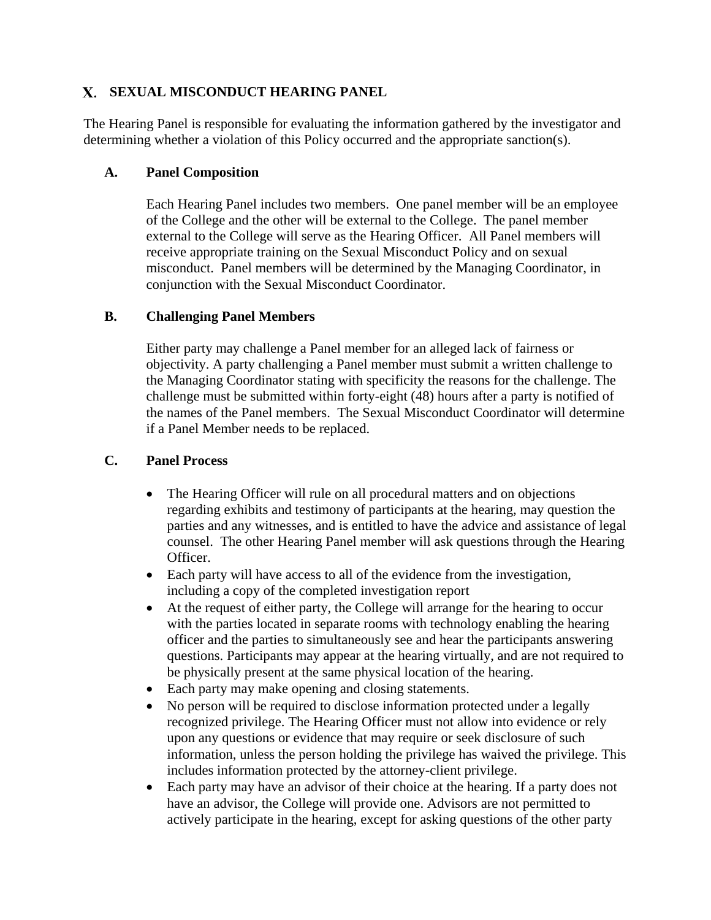## X. SEXUAL MISCONDUCT HEARING PANEL

The Hearing Panel is responsible for evaluating the information gathered by the investigator and determining whether a violation of this Policy occurred and the appropriate sanction(s).

### A. Panel Composition

Each Hearing Panel includes two members. One panel member will be an employee of the College and the other will be external to the College. The panel member external to the College will serve as the Hearing Officer. All Panel members will receive appropriate training on the Sexual Misconduct Policy and on sexual misconduct. Panel members will be determined by the Managing Coordinator, in conjunction with the Sexual Misconduct Coordinator.

### B. Challenging Panel Members

Either party may challenge a Panel member for an alleged lack of fairness or objectivity. A party challenging a Panel member must submit a written challenge to the Managing Coordinator stating with specificity the reasons for the challenge. The challenge must be submitted within forty-eight (48) hours after a party is notified of the names of the Panel members. The Sexual Misconduct Coordinator will determine if a Panel Member needs to be replaced.

### C. Panel Process

- The Hearing Officer will rule on all procedural matters and on objections regarding exhibits and testimony of participants at the hearing, may question the parties and any witnesses, and is entitled to have the advice and assistance of legal counsel. The other Hearing Panel member will ask questions through the Hearing Officer.
- Each party will have access to all of the evidence from the investigation, including a copy of the completed investigation report
- At the request of either party, the College will arrange for the hearing to occur with the parties located in separate rooms with technology enabling the hearing officer and the parties to simultaneously see and hear the participants answering questions. Participants may appear at the hearing virtually, and are not required to be physically present at the same physical location of the hearing.
- Each party may make opening and closing statements.
- No person will be required to disclose information protected under a legally recognized privilege. The Hearing Officer must not allow into evidence or rely upon any questions or evidence that may require or seek disclosure of such information, unless the person holding the privilege has waived the privilege. This includes information protected by the attorney-client privilege.
- Each party may have an advisor of their choice at the hearing. If a party does not have an advisor, the College will provide one. Advisors are not permitted to actively participate in the hearing, except for asking questions of the other party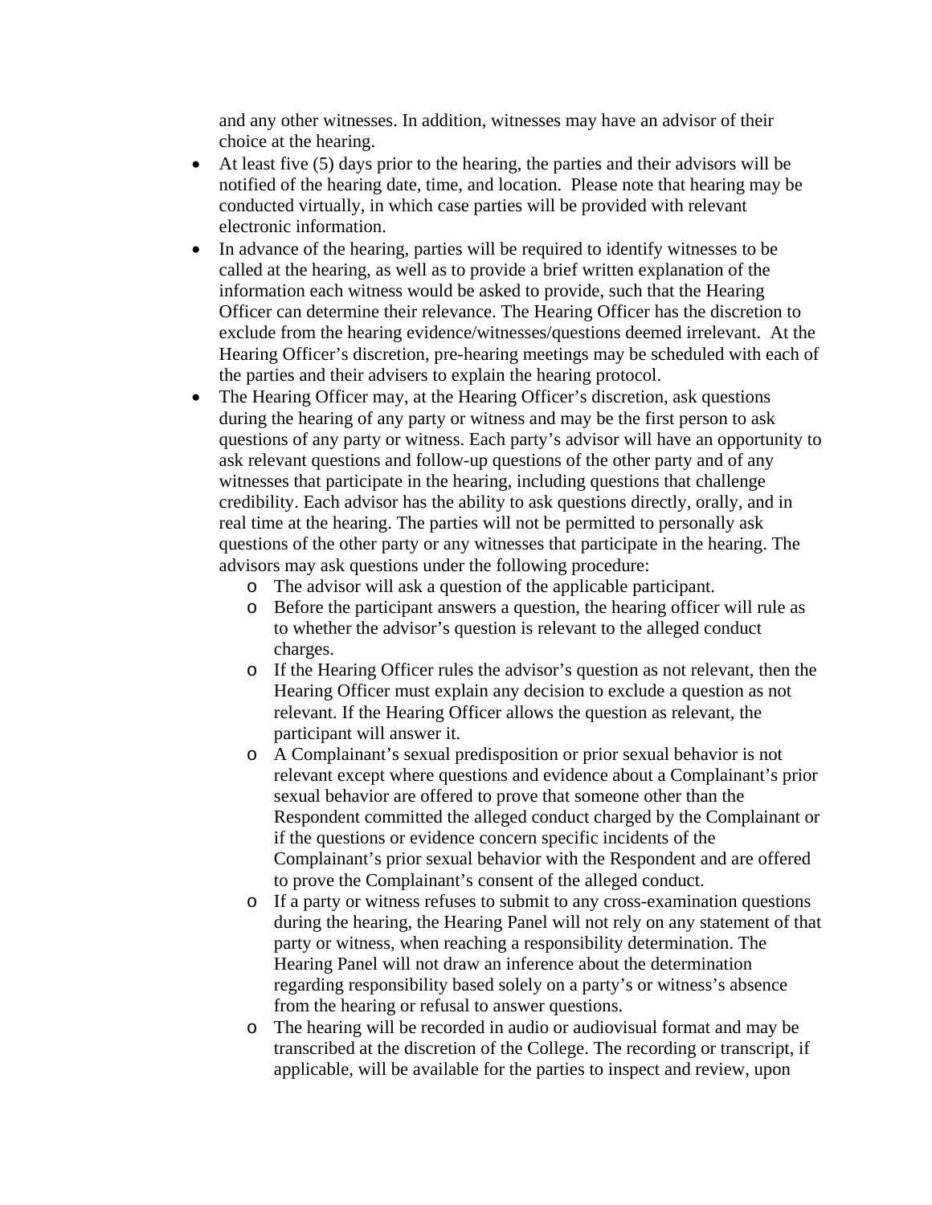and any other witnesses. In addition, witnesses may have an advisor of their choice at the hearing.

- At least five (5) days prior to the hearing, the parties and their advisors will be notified of the hearing date, time, and location. Please note that hearing may be conducted virtually, in which case parties will be provided with relevant electronic information.
- In advance of the hearing, parties will be required to identify witnesses to be called at the hearing, as well as to provide a brief written explanation of the information each witness would be asked to provide, such that the Hearing Officer can determine their relevance. The Hearing Officer has the discretion to exclude from the hearing evidence/witnesses/questions deemed irrelevant. At the Hearing Officer's discretion, pre-hearing meetings may be scheduled with each of the parties and their advisers to explain the hearing protocol.
- The Hearing Officer may, at the Hearing Officer's discretion, ask questions during the hearing of any party or witness and may be the first person to ask questions of any party or witness. Each party's advisor will have an opportunity to ask relevant questions and follow-up questions of the other party and of any witnesses that participate in the hearing, including questions that challenge credibility. Each advisor has the ability to ask questions directly, orally, and in real time at the hearing. The parties will not be permitted to personally ask questions of the other party or any witnesses that participate in the hearing. The advisors may ask questions under the following procedure:
    - The advisor will ask a question of the applicable participant.
    - Before the participant answers a question, the hearing officer will rule as to whether the advisor's question is relevant to the alleged conduct charges.
    - If the Hearing Officer rules the advisor's question as not relevant, then the Hearing Officer must explain any decision to exclude a question as not relevant. If the Hearing Officer allows the question as relevant, the participant will answer it.
    - A Complainant's sexual predisposition or prior sexual behavior is not relevant except where questions and evidence about a Complainant's prior sexual behavior are offered to prove that someone other than the Respondent committed the alleged conduct charged by the Complainant or if the questions or evidence concern specific incidents of the Complainant's prior sexual behavior with the Respondent and are offered to prove the Complainant's consent of the alleged conduct.
    - If a party or witness refuses to submit to any cross-examination questions during the hearing, the Hearing Panel will not rely on any statement of that party or witness, when reaching a responsibility determination. The Hearing Panel will not draw an inference about the determination regarding responsibility based solely on a party's or witness's absence from the hearing or refusal to answer questions.
    - The hearing will be recorded in audio or audiovisual format and may be transcribed at the discretion of the College. The recording or transcript, if applicable, will be available for the parties to inspect and review, upon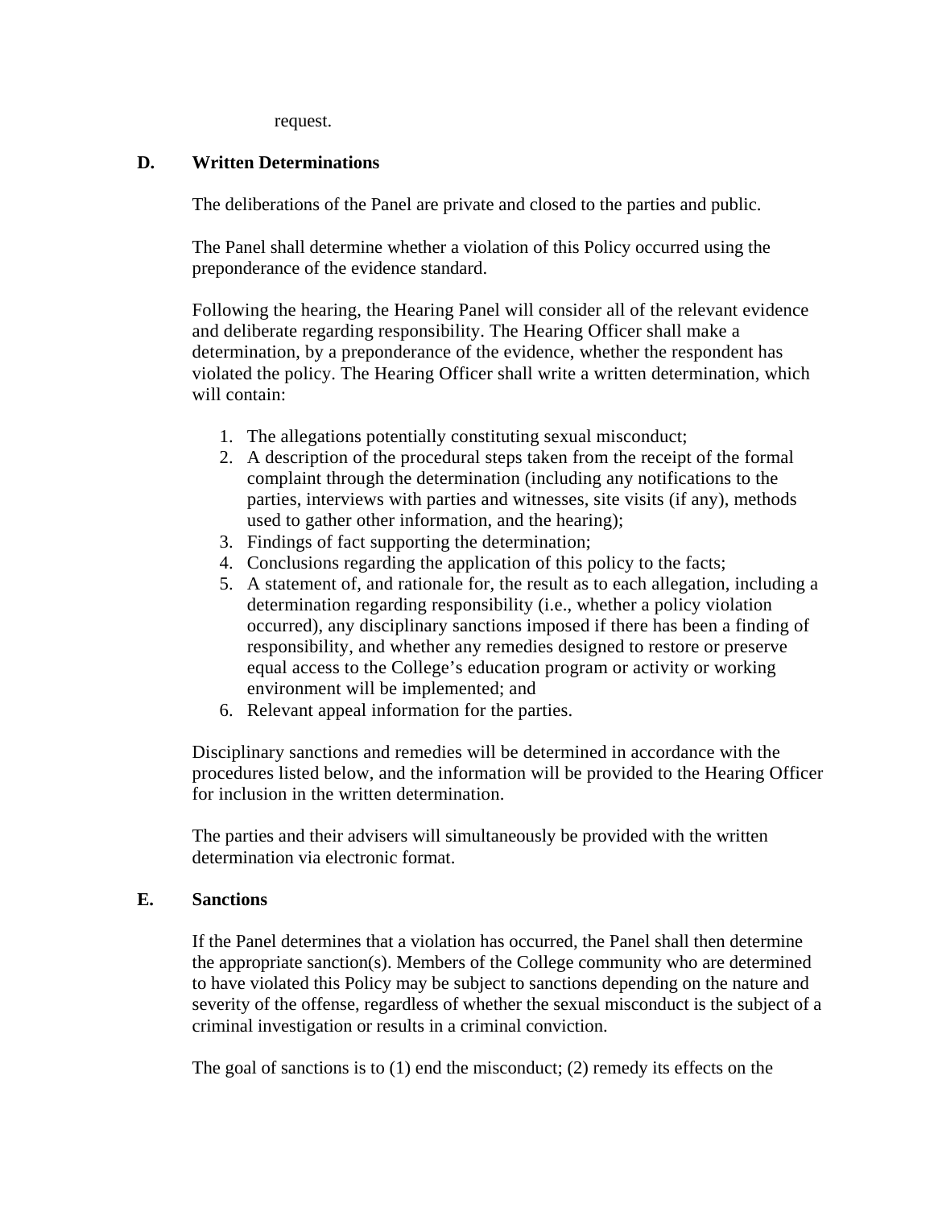request.

### D. Written Determinations

The deliberations of the Panel are private and closed to the parties and public.

The Panel shall determine whether a violation of this Policy occurred using the preponderance of the evidence standard.

Following the hearing, the Hearing Panel will consider all of the relevant evidence and deliberate regarding responsibility. The Hearing Officer shall make a determination, by a preponderance of the evidence, whether the respondent has violated the policy. The Hearing Officer shall write a written determination, which will contain:

1. The allegations potentially constituting sexual misconduct;
2. A description of the procedural steps taken from the receipt of the formal complaint through the determination (including any notifications to the parties, interviews with parties and witnesses, site visits (if any), methods used to gather other information, and the hearing);
3. Findings of fact supporting the determination;
4. Conclusions regarding the application of this policy to the facts;
5. A statement of, and rationale for, the result as to each allegation, including a determination regarding responsibility (i.e., whether a policy violation occurred), any disciplinary sanctions imposed if there has been a finding of responsibility, and whether any remedies designed to restore or preserve equal access to the College's education program or activity or working environment will be implemented; and
6. Relevant appeal information for the parties.

Disciplinary sanctions and remedies will be determined in accordance with the procedures listed below, and the information will be provided to the Hearing Officer for inclusion in the written determination.

The parties and their advisers will simultaneously be provided with the written determination via electronic format.

### E. Sanctions

If the Panel determines that a violation has occurred, the Panel shall then determine the appropriate sanction(s). Members of the College community who are determined to have violated this Policy may be subject to sanctions depending on the nature and severity of the offense, regardless of whether the sexual misconduct is the subject of a criminal investigation or results in a criminal conviction.

The goal of sanctions is to (1) end the misconduct; (2) remedy its effects on the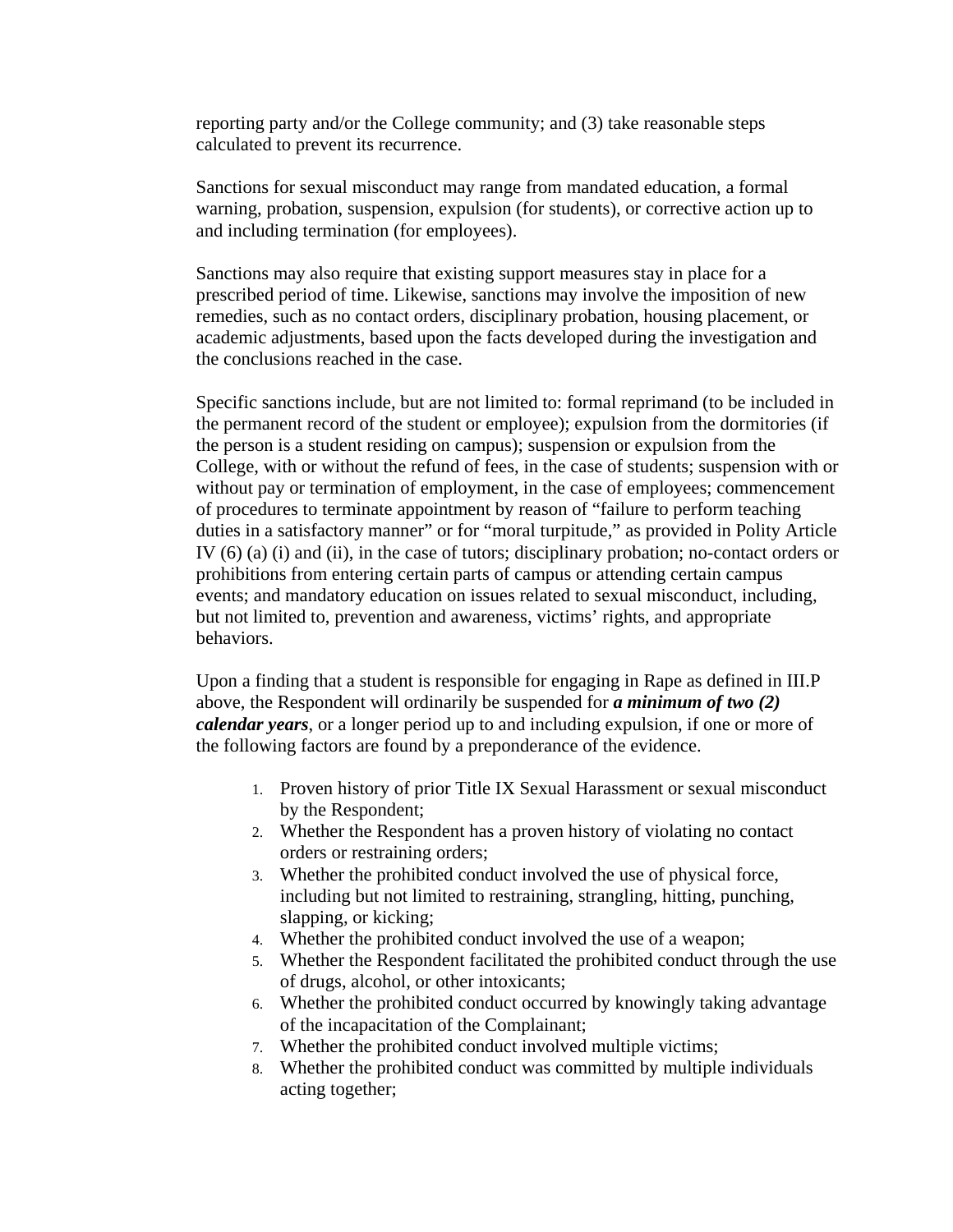reporting party and/or the College community; and (3) take reasonable steps calculated to prevent its recurrence.

Sanctions for sexual misconduct may range from mandated education, a formal warning, probation, suspension, expulsion (for students), or corrective action up to and including termination (for employees).

Sanctions may also require that existing support measures stay in place for a prescribed period of time. Likewise, sanctions may involve the imposition of new remedies, such as no contact orders, disciplinary probation, housing placement, or academic adjustments, based upon the facts developed during the investigation and the conclusions reached in the case.

Specific sanctions include, but are not limited to: formal reprimand (to be included in the permanent record of the student or employee); expulsion from the dormitories (if the person is a student residing on campus); suspension or expulsion from the College, with or without the refund of fees, in the case of students; suspension with or without pay or termination of employment, in the case of employees; commencement of procedures to terminate appointment by reason of "failure to perform teaching duties in a satisfactory manner" or for "moral turpitude," as provided in Polity Article IV (6) (a) (i) and (ii), in the case of tutors; disciplinary probation; no-contact orders or prohibitions from entering certain parts of campus or attending certain campus events; and mandatory education on issues related to sexual misconduct, including, but not limited to, prevention and awareness, victims' rights, and appropriate behaviors.

Upon a finding that a student is responsible for engaging in Rape as defined in III.P above, the Respondent will ordinarily be suspended for ***a minimum of two (2) calendar years***, or a longer period up to and including expulsion, if one or more of the following factors are found by a preponderance of the evidence.

1. Proven history of prior Title IX Sexual Harassment or sexual misconduct by the Respondent;
2. Whether the Respondent has a proven history of violating no contact orders or restraining orders;
3. Whether the prohibited conduct involved the use of physical force, including but not limited to restraining, strangling, hitting, punching, slapping, or kicking;
4. Whether the prohibited conduct involved the use of a weapon;
5. Whether the Respondent facilitated the prohibited conduct through the use of drugs, alcohol, or other intoxicants;
6. Whether the prohibited conduct occurred by knowingly taking advantage of the incapacitation of the Complainant;
7. Whether the prohibited conduct involved multiple victims;
8. Whether the prohibited conduct was committed by multiple individuals acting together;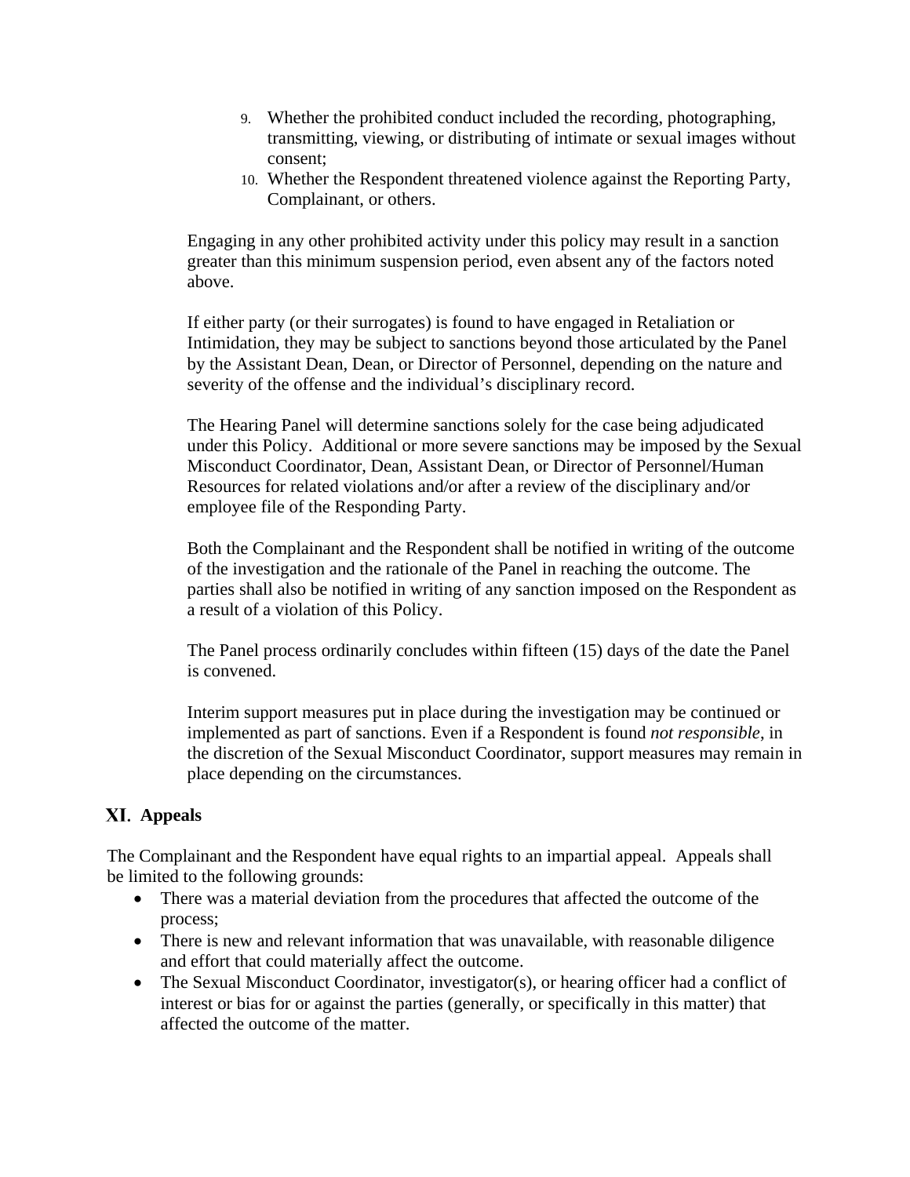9. Whether the prohibited conduct included the recording, photographing, transmitting, viewing, or distributing of intimate or sexual images without consent;
10. Whether the Respondent threatened violence against the Reporting Party, Complainant, or others.

Engaging in any other prohibited activity under this policy may result in a sanction greater than this minimum suspension period, even absent any of the factors noted above.

If either party (or their surrogates) is found to have engaged in Retaliation or Intimidation, they may be subject to sanctions beyond those articulated by the Panel by the Assistant Dean, Dean, or Director of Personnel, depending on the nature and severity of the offense and the individual's disciplinary record.

The Hearing Panel will determine sanctions solely for the case being adjudicated under this Policy. Additional or more severe sanctions may be imposed by the Sexual Misconduct Coordinator, Dean, Assistant Dean, or Director of Personnel/Human Resources for related violations and/or after a review of the disciplinary and/or employee file of the Responding Party.

Both the Complainant and the Respondent shall be notified in writing of the outcome of the investigation and the rationale of the Panel in reaching the outcome. The parties shall also be notified in writing of any sanction imposed on the Respondent as a result of a violation of this Policy.

The Panel process ordinarily concludes within fifteen (15) days of the date the Panel is convened.

Interim support measures put in place during the investigation may be continued or implemented as part of sanctions. Even if a Respondent is found *not responsible*, in the discretion of the Sexual Misconduct Coordinator, support measures may remain in place depending on the circumstances.

## XI. Appeals

The Complainant and the Respondent have equal rights to an impartial appeal. Appeals shall be limited to the following grounds:

- There was a material deviation from the procedures that affected the outcome of the process;
- There is new and relevant information that was unavailable, with reasonable diligence and effort that could materially affect the outcome.
- The Sexual Misconduct Coordinator, investigator(s), or hearing officer had a conflict of interest or bias for or against the parties (generally, or specifically in this matter) that affected the outcome of the matter.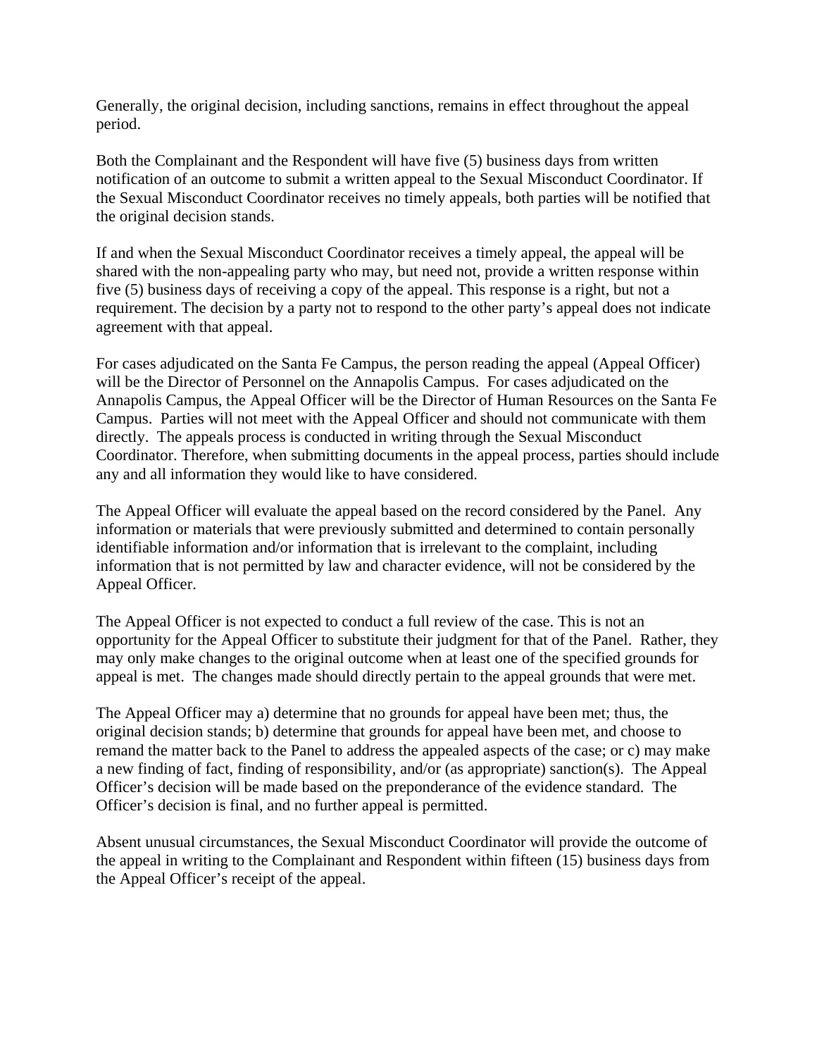Generally, the original decision, including sanctions, remains in effect throughout the appeal period.

Both the Complainant and the Respondent will have five (5) business days from written notification of an outcome to submit a written appeal to the Sexual Misconduct Coordinator. If the Sexual Misconduct Coordinator receives no timely appeals, both parties will be notified that the original decision stands.

If and when the Sexual Misconduct Coordinator receives a timely appeal, the appeal will be shared with the non-appealing party who may, but need not, provide a written response within five (5) business days of receiving a copy of the appeal. This response is a right, but not a requirement. The decision by a party not to respond to the other party's appeal does not indicate agreement with that appeal.

For cases adjudicated on the Santa Fe Campus, the person reading the appeal (Appeal Officer) will be the Director of Personnel on the Annapolis Campus. For cases adjudicated on the Annapolis Campus, the Appeal Officer will be the Director of Human Resources on the Santa Fe Campus. Parties will not meet with the Appeal Officer and should not communicate with them directly. The appeals process is conducted in writing through the Sexual Misconduct Coordinator. Therefore, when submitting documents in the appeal process, parties should include any and all information they would like to have considered.

The Appeal Officer will evaluate the appeal based on the record considered by the Panel. Any information or materials that were previously submitted and determined to contain personally identifiable information and/or information that is irrelevant to the complaint, including information that is not permitted by law and character evidence, will not be considered by the Appeal Officer.

The Appeal Officer is not expected to conduct a full review of the case. This is not an opportunity for the Appeal Officer to substitute their judgment for that of the Panel. Rather, they may only make changes to the original outcome when at least one of the specified grounds for appeal is met. The changes made should directly pertain to the appeal grounds that were met.

The Appeal Officer may a) determine that no grounds for appeal have been met; thus, the original decision stands; b) determine that grounds for appeal have been met, and choose to remand the matter back to the Panel to address the appealed aspects of the case; or c) may make a new finding of fact, finding of responsibility, and/or (as appropriate) sanction(s). The Appeal Officer's decision will be made based on the preponderance of the evidence standard. The Officer's decision is final, and no further appeal is permitted.

Absent unusual circumstances, the Sexual Misconduct Coordinator will provide the outcome of the appeal in writing to the Complainant and Respondent within fifteen (15) business days from the Appeal Officer's receipt of the appeal.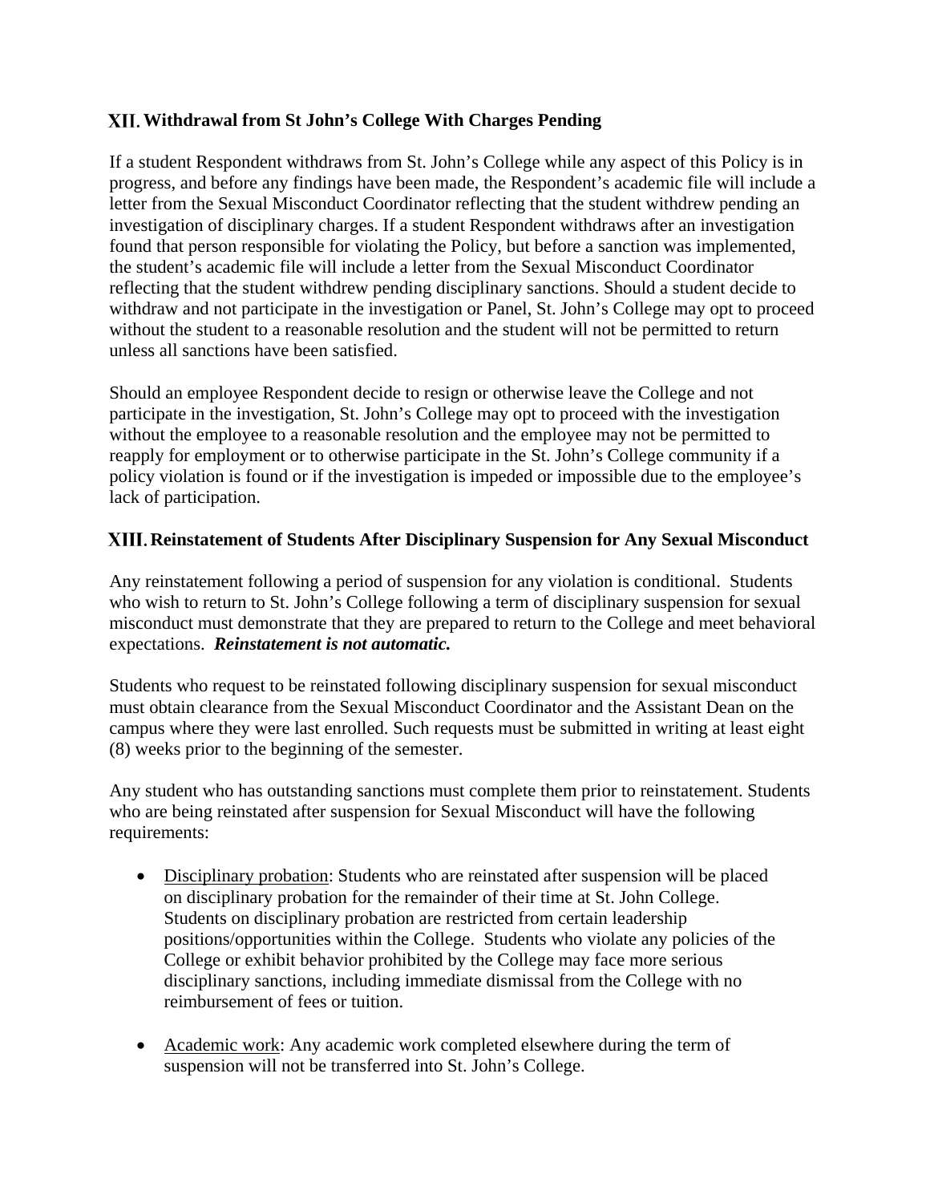## XII. Withdrawal from St John's College With Charges Pending

If a student Respondent withdraws from St. John's College while any aspect of this Policy is in progress, and before any findings have been made, the Respondent's academic file will include a letter from the Sexual Misconduct Coordinator reflecting that the student withdrew pending an investigation of disciplinary charges. If a student Respondent withdraws after an investigation found that person responsible for violating the Policy, but before a sanction was implemented, the student's academic file will include a letter from the Sexual Misconduct Coordinator reflecting that the student withdrew pending disciplinary sanctions. Should a student decide to withdraw and not participate in the investigation or Panel, St. John's College may opt to proceed without the student to a reasonable resolution and the student will not be permitted to return unless all sanctions have been satisfied.

Should an employee Respondent decide to resign or otherwise leave the College and not participate in the investigation, St. John's College may opt to proceed with the investigation without the employee to a reasonable resolution and the employee may not be permitted to reapply for employment or to otherwise participate in the St. John's College community if a policy violation is found or if the investigation is impeded or impossible due to the employee's lack of participation.

## XIII. Reinstatement of Students After Disciplinary Suspension for Any Sexual Misconduct

Any reinstatement following a period of suspension for any violation is conditional. Students who wish to return to St. John's College following a term of disciplinary suspension for sexual misconduct must demonstrate that they are prepared to return to the College and meet behavioral expectations. ***Reinstatement is not automatic.***

Students who request to be reinstated following disciplinary suspension for sexual misconduct must obtain clearance from the Sexual Misconduct Coordinator and the Assistant Dean on the campus where they were last enrolled. Such requests must be submitted in writing at least eight (8) weeks prior to the beginning of the semester.

Any student who has outstanding sanctions must complete them prior to reinstatement. Students who are being reinstated after suspension for Sexual Misconduct will have the following requirements:

- Disciplinary probation: Students who are reinstated after suspension will be placed on disciplinary probation for the remainder of their time at St. John College. Students on disciplinary probation are restricted from certain leadership positions/opportunities within the College. Students who violate any policies of the College or exhibit behavior prohibited by the College may face more serious disciplinary sanctions, including immediate dismissal from the College with no reimbursement of fees or tuition.

- Academic work: Any academic work completed elsewhere during the term of suspension will not be transferred into St. John's College.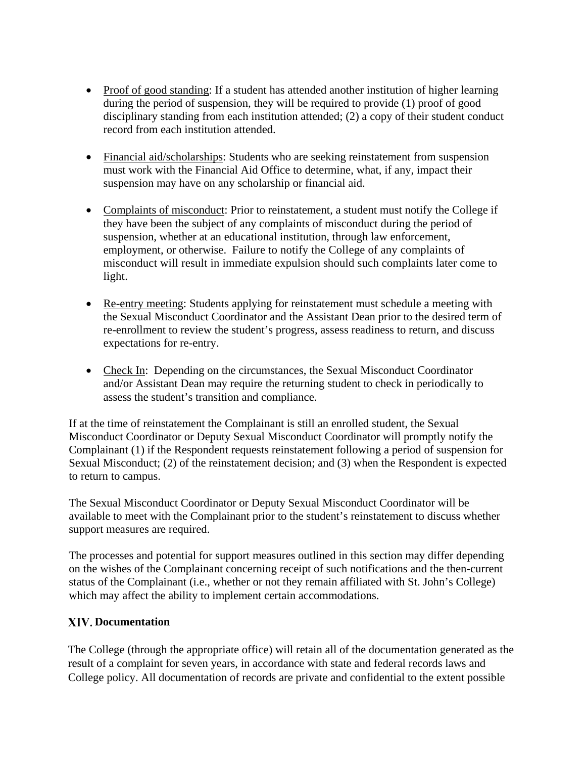- Proof of good standing: If a student has attended another institution of higher learning during the period of suspension, they will be required to provide (1) proof of good disciplinary standing from each institution attended; (2) a copy of their student conduct record from each institution attended.

- Financial aid/scholarships: Students who are seeking reinstatement from suspension must work with the Financial Aid Office to determine, what, if any, impact their suspension may have on any scholarship or financial aid.

- Complaints of misconduct: Prior to reinstatement, a student must notify the College if they have been the subject of any complaints of misconduct during the period of suspension, whether at an educational institution, through law enforcement, employment, or otherwise. Failure to notify the College of any complaints of misconduct will result in immediate expulsion should such complaints later come to light.

- Re-entry meeting: Students applying for reinstatement must schedule a meeting with the Sexual Misconduct Coordinator and the Assistant Dean prior to the desired term of re-enrollment to review the student's progress, assess readiness to return, and discuss expectations for re-entry.

- Check In: Depending on the circumstances, the Sexual Misconduct Coordinator and/or Assistant Dean may require the returning student to check in periodically to assess the student's transition and compliance.

If at the time of reinstatement the Complainant is still an enrolled student, the Sexual Misconduct Coordinator or Deputy Sexual Misconduct Coordinator will promptly notify the Complainant (1) if the Respondent requests reinstatement following a period of suspension for Sexual Misconduct; (2) of the reinstatement decision; and (3) when the Respondent is expected to return to campus.

The Sexual Misconduct Coordinator or Deputy Sexual Misconduct Coordinator will be available to meet with the Complainant prior to the student's reinstatement to discuss whether support measures are required.

The processes and potential for support measures outlined in this section may differ depending on the wishes of the Complainant concerning receipt of such notifications and the then-current status of the Complainant (i.e., whether or not they remain affiliated with St. John's College) which may affect the ability to implement certain accommodations.

## XIV. Documentation

The College (through the appropriate office) will retain all of the documentation generated as the result of a complaint for seven years, in accordance with state and federal records laws and College policy. All documentation of records are private and confidential to the extent possible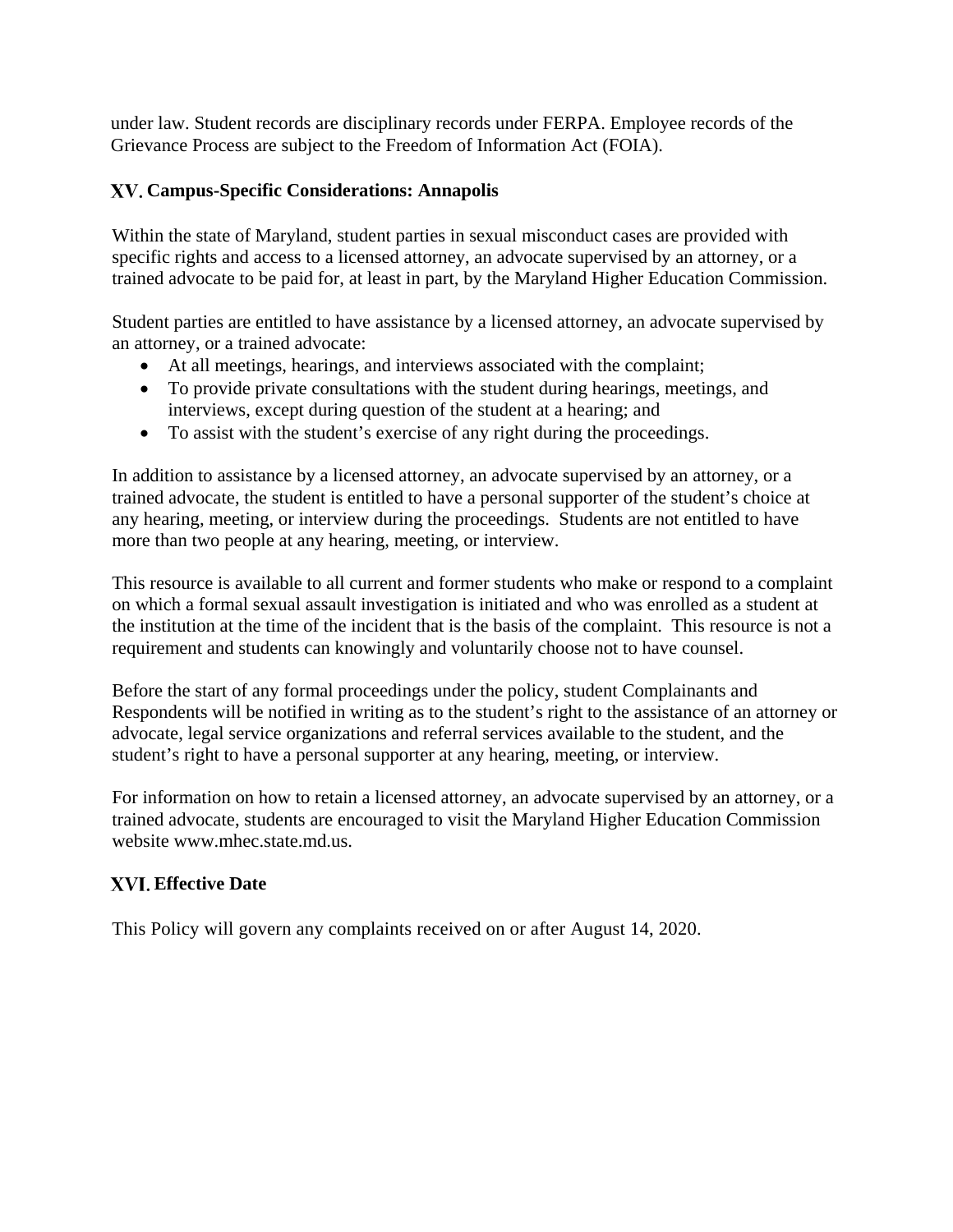under law. Student records are disciplinary records under FERPA. Employee records of the Grievance Process are subject to the Freedom of Information Act (FOIA).

## XV. Campus-Specific Considerations: Annapolis

Within the state of Maryland, student parties in sexual misconduct cases are provided with specific rights and access to a licensed attorney, an advocate supervised by an attorney, or a trained advocate to be paid for, at least in part, by the Maryland Higher Education Commission.

Student parties are entitled to have assistance by a licensed attorney, an advocate supervised by an attorney, or a trained advocate:

- At all meetings, hearings, and interviews associated with the complaint;
- To provide private consultations with the student during hearings, meetings, and interviews, except during question of the student at a hearing; and
- To assist with the student's exercise of any right during the proceedings.

In addition to assistance by a licensed attorney, an advocate supervised by an attorney, or a trained advocate, the student is entitled to have a personal supporter of the student's choice at any hearing, meeting, or interview during the proceedings. Students are not entitled to have more than two people at any hearing, meeting, or interview.

This resource is available to all current and former students who make or respond to a complaint on which a formal sexual assault investigation is initiated and who was enrolled as a student at the institution at the time of the incident that is the basis of the complaint. This resource is not a requirement and students can knowingly and voluntarily choose not to have counsel.

Before the start of any formal proceedings under the policy, student Complainants and Respondents will be notified in writing as to the student's right to the assistance of an attorney or advocate, legal service organizations and referral services available to the student, and the student's right to have a personal supporter at any hearing, meeting, or interview.

For information on how to retain a licensed attorney, an advocate supervised by an attorney, or a trained advocate, students are encouraged to visit the Maryland Higher Education Commission website www.mhec.state.md.us.

## XVI. Effective Date

This Policy will govern any complaints received on or after August 14, 2020.